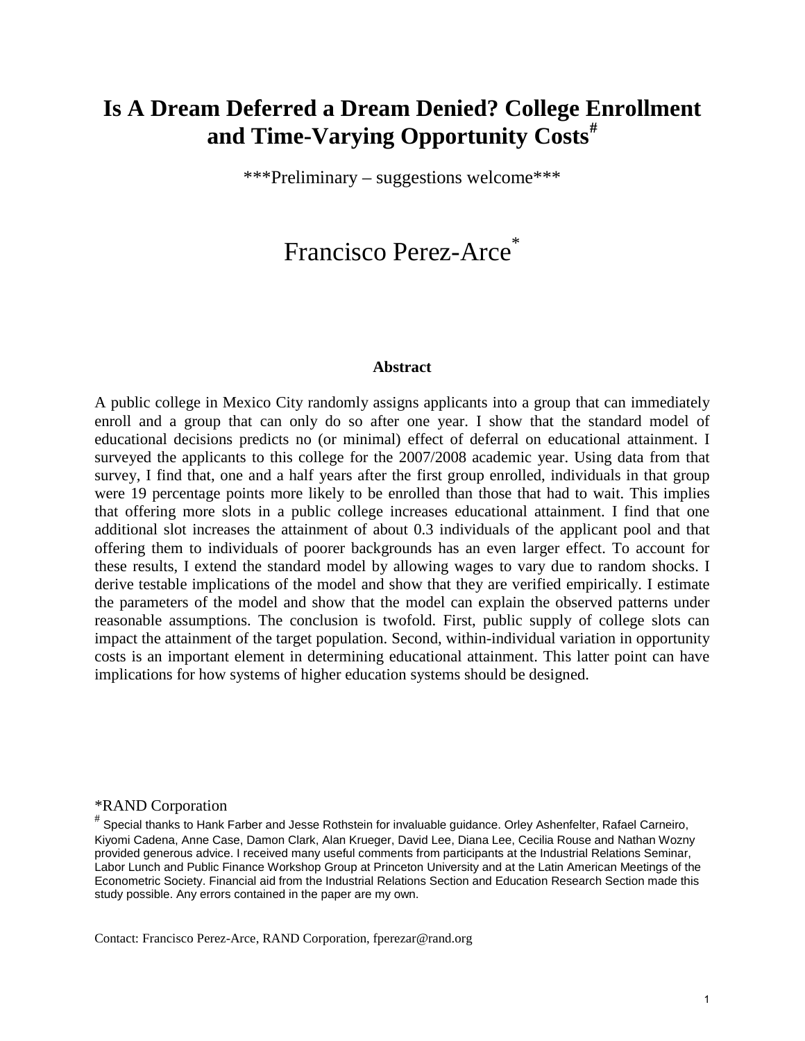# Is A Dream Deferred a Dream Denied? College Enrollment and Time-Varying Opportunity Costs[#]

***Preliminary – suggestions welcome***

Francisco Perez-Arce[*]

**Abstract**

A public college in Mexico City randomly assigns applicants into a group that can immediately enroll and a group that can only do so after one year. I show that the standard model of educational decisions predicts no (or minimal) effect of deferral on educational attainment. I surveyed the applicants to this college for the 2007/2008 academic year. Using data from that survey, I find that, one and a half years after the first group enrolled, individuals in that group were 19 percentage points more likely to be enrolled than those that had to wait. This implies that offering more slots in a public college increases educational attainment. I find that one additional slot increases the attainment of about 0.3 individuals of the applicant pool and that offering them to individuals of poorer backgrounds has an even larger effect. To account for these results, I extend the standard model by allowing wages to vary due to random shocks. I derive testable implications of the model and show that they are verified empirically. I estimate the parameters of the model and show that the model can explain the observed patterns under reasonable assumptions. The conclusion is twofold. First, public supply of college slots can impact the attainment of the target population. Second, within-individual variation in opportunity costs is an important element in determining educational attainment. This latter point can have implications for how systems of higher education systems should be designed.

*RAND Corporation

[#] Special thanks to Hank Farber and Jesse Rothstein for invaluable guidance. Orley Ashenfelter, Rafael Carneiro, Kiyomi Cadena, Anne Case, Damon Clark, Alan Krueger, David Lee, Diana Lee, Cecilia Rouse and Nathan Wozny provided generous advice. I received many useful comments from participants at the Industrial Relations Seminar, Labor Lunch and Public Finance Workshop Group at Princeton University and at the Latin American Meetings of the Econometric Society. Financial aid from the Industrial Relations Section and Education Research Section made this study possible. Any errors contained in the paper are my own.

Contact: Francisco Perez-Arce, RAND Corporation, fperezar@rand.org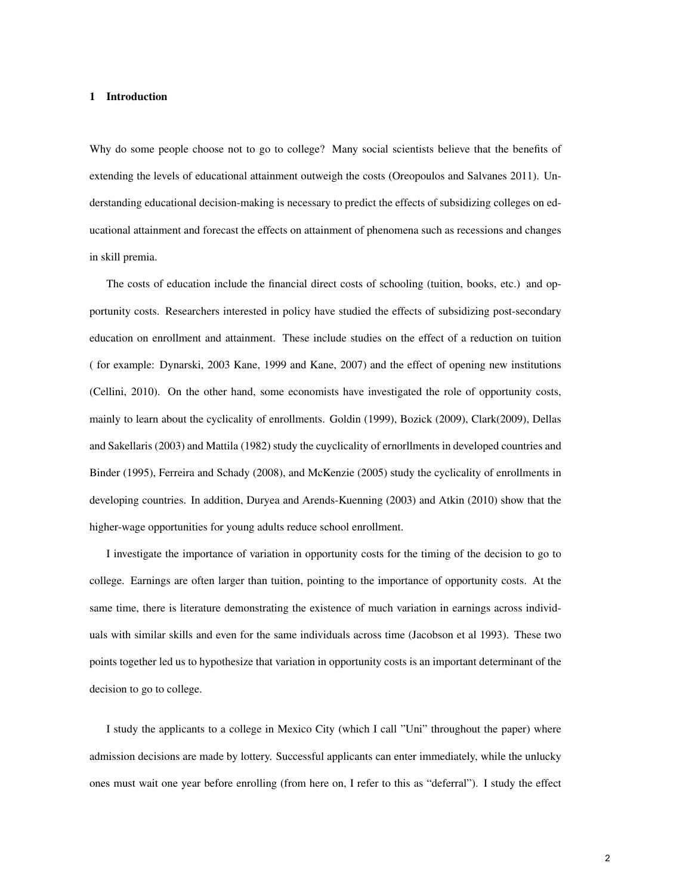## 1 Introduction

Why do some people choose not to go to college? Many social scientists believe that the benefits of extending the levels of educational attainment outweigh the costs (Oreopoulos and Salvanes 2011). Understanding educational decision-making is necessary to predict the effects of subsidizing colleges on educational attainment and forecast the effects on attainment of phenomena such as recessions and changes in skill premia.

The costs of education include the financial direct costs of schooling (tuition, books, etc.) and opportunity costs. Researchers interested in policy have studied the effects of subsidizing post-secondary education on enrollment and attainment. These include studies on the effect of a reduction on tuition ( for example: Dynarski, 2003 Kane, 1999 and Kane, 2007) and the effect of opening new institutions (Cellini, 2010). On the other hand, some economists have investigated the role of opportunity costs, mainly to learn about the cyclicality of enrollments. Goldin (1999), Bozick (2009), Clark(2009), Dellas and Sakellaris (2003) and Mattila (1982) study the cuyclicality of ernorllments in developed countries and Binder (1995), Ferreira and Schady (2008), and McKenzie (2005) study the cyclicality of enrollments in developing countries. In addition, Duryea and Arends-Kuenning (2003) and Atkin (2010) show that the higher-wage opportunities for young adults reduce school enrollment.

I investigate the importance of variation in opportunity costs for the timing of the decision to go to college. Earnings are often larger than tuition, pointing to the importance of opportunity costs. At the same time, there is literature demonstrating the existence of much variation in earnings across individuals with similar skills and even for the same individuals across time (Jacobson et al 1993). These two points together led us to hypothesize that variation in opportunity costs is an important determinant of the decision to go to college.

I study the applicants to a college in Mexico City (which I call "Uni" throughout the paper) where admission decisions are made by lottery. Successful applicants can enter immediately, while the unlucky ones must wait one year before enrolling (from here on, I refer to this as "deferral"). I study the effect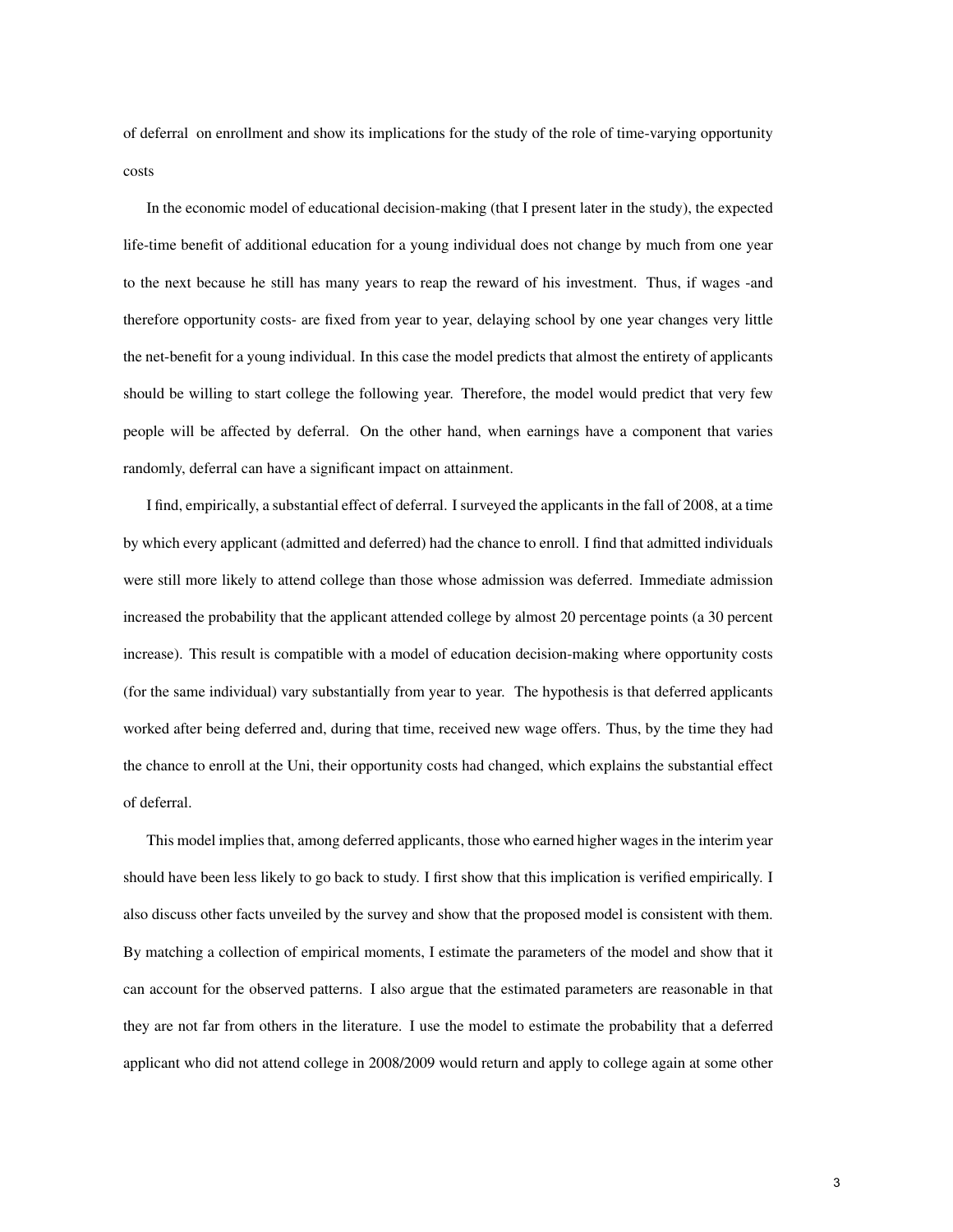of deferral on enrollment and show its implications for the study of the role of time-varying opportunity costs

In the economic model of educational decision-making (that I present later in the study), the expected life-time benefit of additional education for a young individual does not change by much from one year to the next because he still has many years to reap the reward of his investment. Thus, if wages -and therefore opportunity costs- are fixed from year to year, delaying school by one year changes very little the net-benefit for a young individual. In this case the model predicts that almost the entirety of applicants should be willing to start college the following year. Therefore, the model would predict that very few people will be affected by deferral. On the other hand, when earnings have a component that varies randomly, deferral can have a significant impact on attainment.

I find, empirically, a substantial effect of deferral. I surveyed the applicants in the fall of 2008, at a time by which every applicant (admitted and deferred) had the chance to enroll. I find that admitted individuals were still more likely to attend college than those whose admission was deferred. Immediate admission increased the probability that the applicant attended college by almost 20 percentage points (a 30 percent increase). This result is compatible with a model of education decision-making where opportunity costs (for the same individual) vary substantially from year to year. The hypothesis is that deferred applicants worked after being deferred and, during that time, received new wage offers. Thus, by the time they had the chance to enroll at the Uni, their opportunity costs had changed, which explains the substantial effect of deferral.

This model implies that, among deferred applicants, those who earned higher wages in the interim year should have been less likely to go back to study. I first show that this implication is verified empirically. I also discuss other facts unveiled by the survey and show that the proposed model is consistent with them. By matching a collection of empirical moments, I estimate the parameters of the model and show that it can account for the observed patterns. I also argue that the estimated parameters are reasonable in that they are not far from others in the literature. I use the model to estimate the probability that a deferred applicant who did not attend college in 2008/2009 would return and apply to college again at some other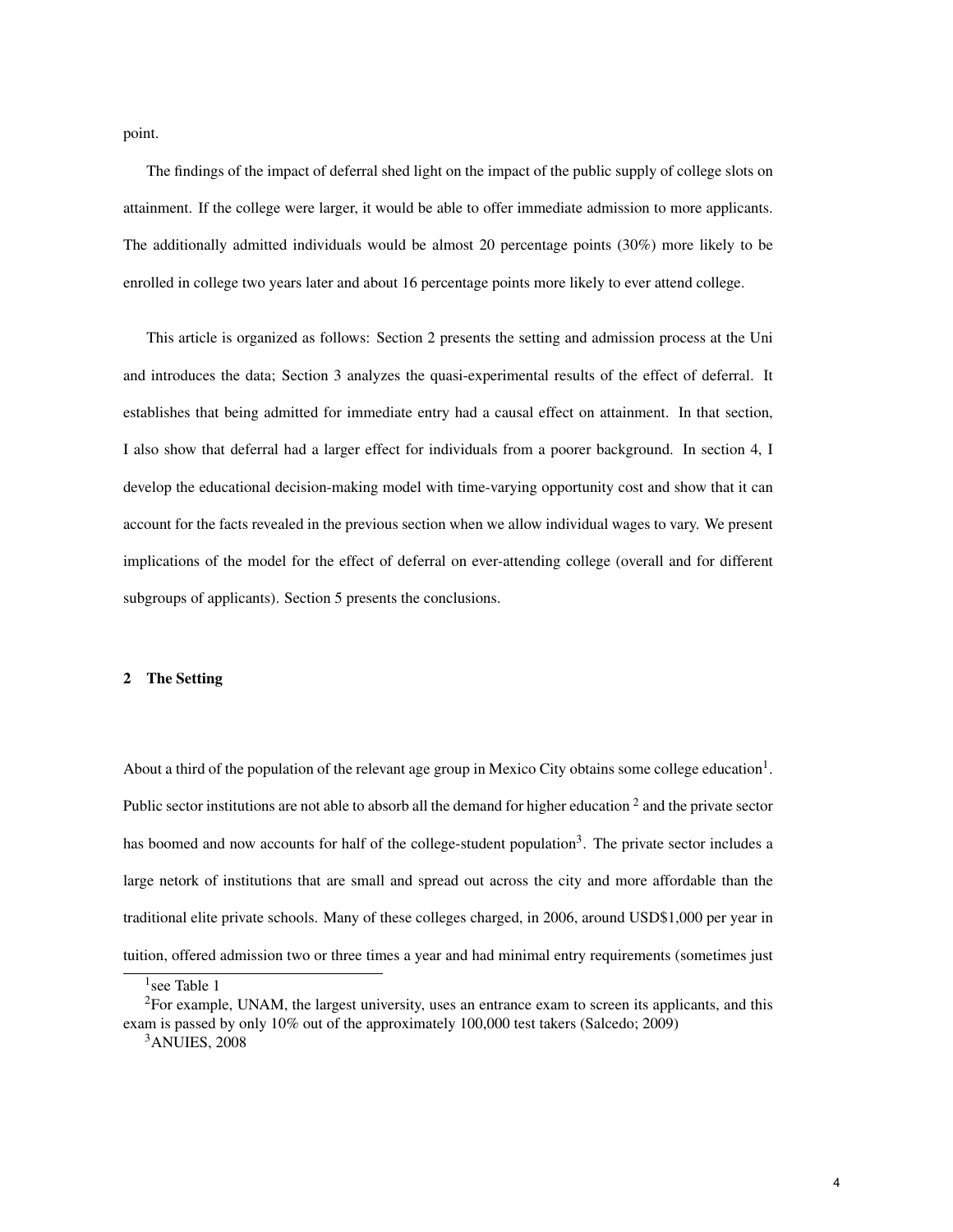point.

The findings of the impact of deferral shed light on the impact of the public supply of college slots on attainment. If the college were larger, it would be able to offer immediate admission to more applicants. The additionally admitted individuals would be almost 20 percentage points (30%) more likely to be enrolled in college two years later and about 16 percentage points more likely to ever attend college.

This article is organized as follows: Section 2 presents the setting and admission process at the Uni and introduces the data; Section 3 analyzes the quasi-experimental results of the effect of deferral. It establishes that being admitted for immediate entry had a causal effect on attainment. In that section, I also show that deferral had a larger effect for individuals from a poorer background. In section 4, I develop the educational decision-making model with time-varying opportunity cost and show that it can account for the facts revealed in the previous section when we allow individual wages to vary. We present implications of the model for the effect of deferral on ever-attending college (overall and for different subgroups of applicants). Section 5 presents the conclusions.

## 2 The Setting

About a third of the population of the relevant age group in Mexico City obtains some college education[1]. Public sector institutions are not able to absorb all the demand for higher education [2] and the private sector has boomed and now accounts for half of the college-student population[3]. The private sector includes a large netork of institutions that are small and spread out across the city and more affordable than the traditional elite private schools. Many of these colleges charged, in 2006, around USD$1,000 per year in tuition, offered admission two or three times a year and had minimal entry requirements (sometimes just

[1] see Table 1

[2] For example, UNAM, the largest university, uses an entrance exam to screen its applicants, and this exam is passed by only 10% out of the approximately 100,000 test takers (Salcedo; 2009)

[3] ANUIES, 2008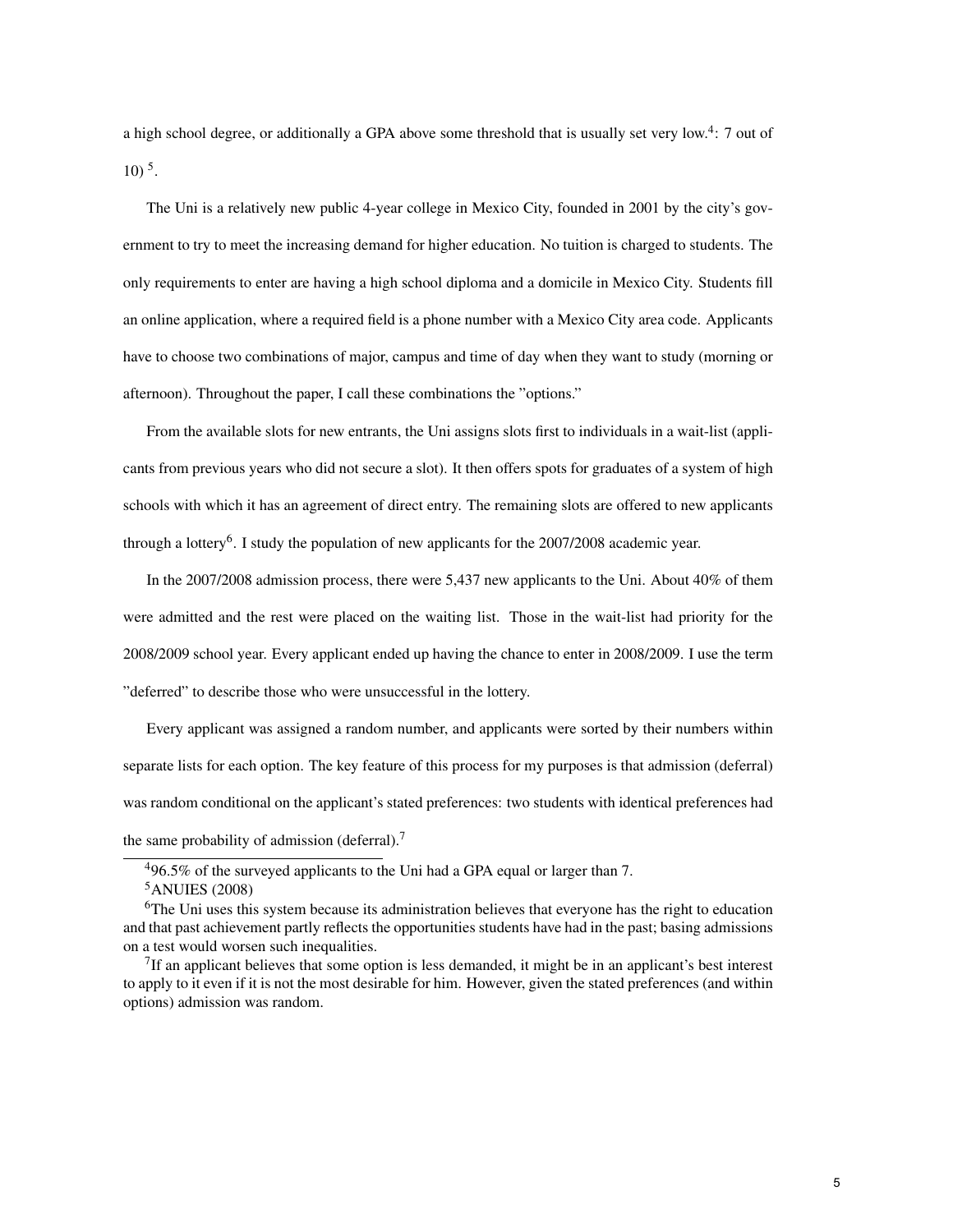a high school degree, or additionally a GPA above some threshold that is usually set very low.[4]: 7 out of 10) [5].

The Uni is a relatively new public 4-year college in Mexico City, founded in 2001 by the city's government to try to meet the increasing demand for higher education. No tuition is charged to students. The only requirements to enter are having a high school diploma and a domicile in Mexico City. Students fill an online application, where a required field is a phone number with a Mexico City area code. Applicants have to choose two combinations of major, campus and time of day when they want to study (morning or afternoon). Throughout the paper, I call these combinations the "options."

From the available slots for new entrants, the Uni assigns slots first to individuals in a wait-list (applicants from previous years who did not secure a slot). It then offers spots for graduates of a system of high schools with which it has an agreement of direct entry. The remaining slots are offered to new applicants through a lottery[6]. I study the population of new applicants for the 2007/2008 academic year.

In the 2007/2008 admission process, there were 5,437 new applicants to the Uni. About 40% of them were admitted and the rest were placed on the waiting list. Those in the wait-list had priority for the 2008/2009 school year. Every applicant ended up having the chance to enter in 2008/2009. I use the term "deferred" to describe those who were unsuccessful in the lottery.

Every applicant was assigned a random number, and applicants were sorted by their numbers within separate lists for each option. The key feature of this process for my purposes is that admission (deferral) was random conditional on the applicant's stated preferences: two students with identical preferences had the same probability of admission (deferral).[7]

[4] 96.5% of the surveyed applicants to the Uni had a GPA equal or larger than 7.

[5] ANUIES (2008)

[6] The Uni uses this system because its administration believes that everyone has the right to education and that past achievement partly reflects the opportunities students have had in the past; basing admissions on a test would worsen such inequalities.

[7] If an applicant believes that some option is less demanded, it might be in an applicant's best interest to apply to it even if it is not the most desirable for him. However, given the stated preferences (and within options) admission was random.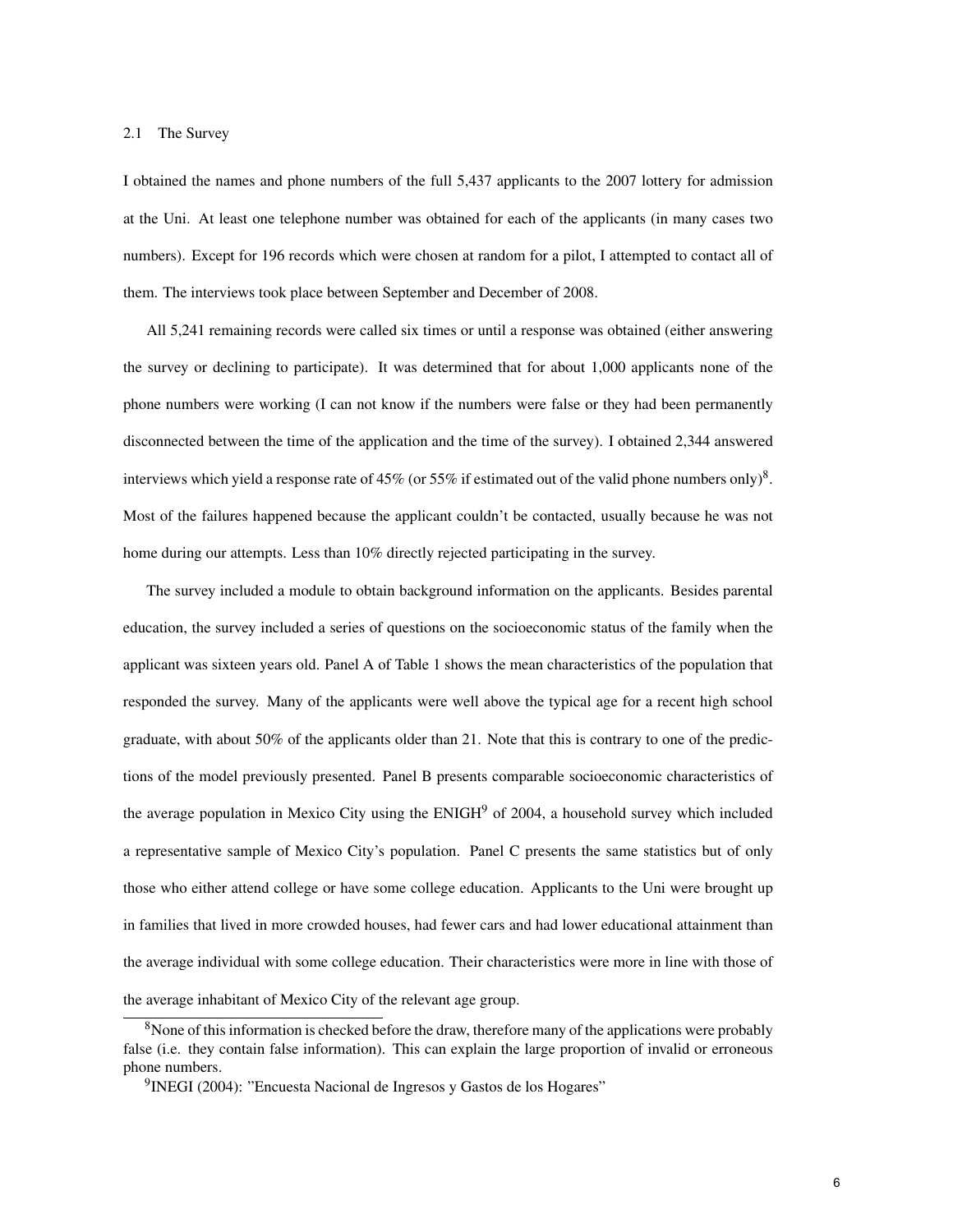### 2.1 The Survey

I obtained the names and phone numbers of the full 5,437 applicants to the 2007 lottery for admission at the Uni. At least one telephone number was obtained for each of the applicants (in many cases two numbers). Except for 196 records which were chosen at random for a pilot, I attempted to contact all of them. The interviews took place between September and December of 2008.

All 5,241 remaining records were called six times or until a response was obtained (either answering the survey or declining to participate). It was determined that for about 1,000 applicants none of the phone numbers were working (I can not know if the numbers were false or they had been permanently disconnected between the time of the application and the time of the survey). I obtained 2,344 answered interviews which yield a response rate of 45% (or 55% if estimated out of the valid phone numbers only)[8]. Most of the failures happened because the applicant couldn't be contacted, usually because he was not home during our attempts. Less than 10% directly rejected participating in the survey.

The survey included a module to obtain background information on the applicants. Besides parental education, the survey included a series of questions on the socioeconomic status of the family when the applicant was sixteen years old. Panel A of Table 1 shows the mean characteristics of the population that responded the survey. Many of the applicants were well above the typical age for a recent high school graduate, with about 50% of the applicants older than 21. Note that this is contrary to one of the predictions of the model previously presented. Panel B presents comparable socioeconomic characteristics of the average population in Mexico City using the ENIGH[9] of 2004, a household survey which included a representative sample of Mexico City's population. Panel C presents the same statistics but of only those who either attend college or have some college education. Applicants to the Uni were brought up in families that lived in more crowded houses, had fewer cars and had lower educational attainment than the average individual with some college education. Their characteristics were more in line with those of the average inhabitant of Mexico City of the relevant age group.

---

[8] None of this information is checked before the draw, therefore many of the applications were probably false (i.e. they contain false information). This can explain the large proportion of invalid or erroneous phone numbers.

[9] INEGI (2004): "Encuesta Nacional de Ingresos y Gastos de los Hogares"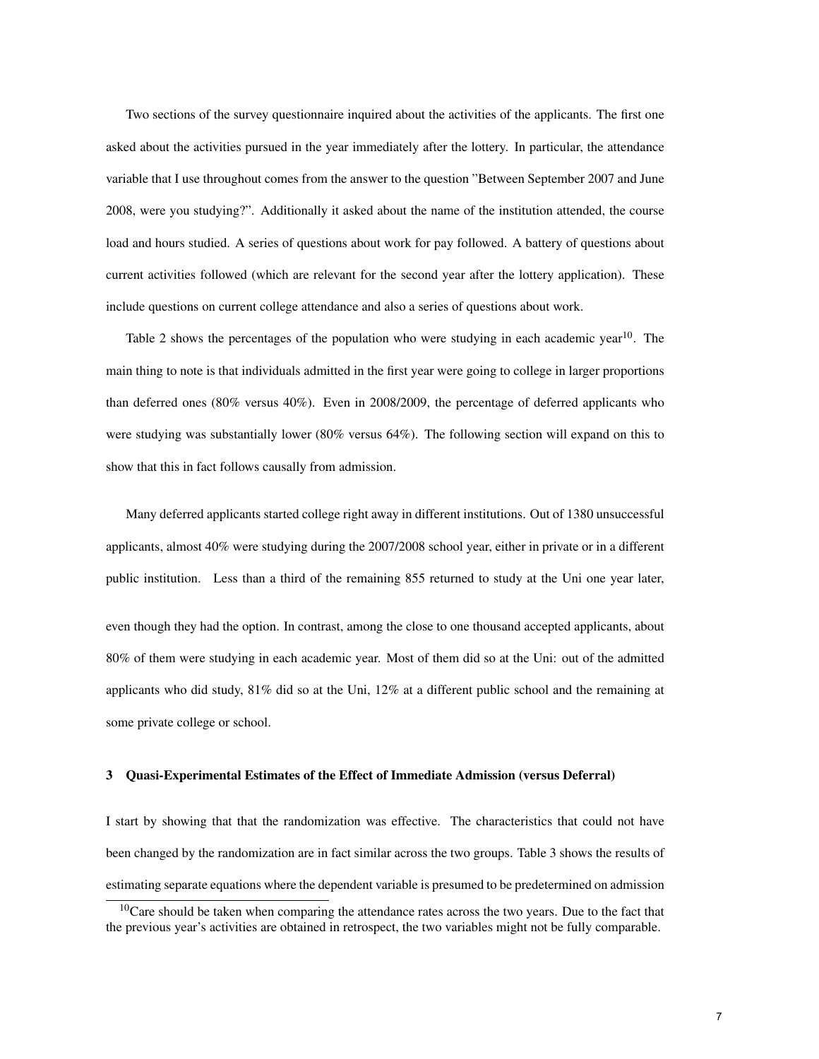Two sections of the survey questionnaire inquired about the activities of the applicants. The first one asked about the activities pursued in the year immediately after the lottery. In particular, the attendance variable that I use throughout comes from the answer to the question "Between September 2007 and June 2008, were you studying?". Additionally it asked about the name of the institution attended, the course load and hours studied. A series of questions about work for pay followed. A battery of questions about current activities followed (which are relevant for the second year after the lottery application). These include questions on current college attendance and also a series of questions about work.

Table 2 shows the percentages of the population who were studying in each academic year[10]. The main thing to note is that individuals admitted in the first year were going to college in larger proportions than deferred ones (80% versus 40%). Even in 2008/2009, the percentage of deferred applicants who were studying was substantially lower (80% versus 64%). The following section will expand on this to show that this in fact follows causally from admission.

Many deferred applicants started college right away in different institutions. Out of 1380 unsuccessful applicants, almost 40% were studying during the 2007/2008 school year, either in private or in a different public institution. Less than a third of the remaining 855 returned to study at the Uni one year later, even though they had the option. In contrast, among the close to one thousand accepted applicants, about 80% of them were studying in each academic year. Most of them did so at the Uni: out of the admitted applicants who did study, 81% did so at the Uni, 12% at a different public school and the remaining at some private college or school.

## 3 Quasi-Experimental Estimates of the Effect of Immediate Admission (versus Deferral)

I start by showing that that the randomization was effective. The characteristics that could not have been changed by the randomization are in fact similar across the two groups. Table 3 shows the results of estimating separate equations where the dependent variable is presumed to be predetermined on admission

[10] Care should be taken when comparing the attendance rates across the two years. Due to the fact that the previous year's activities are obtained in retrospect, the two variables might not be fully comparable.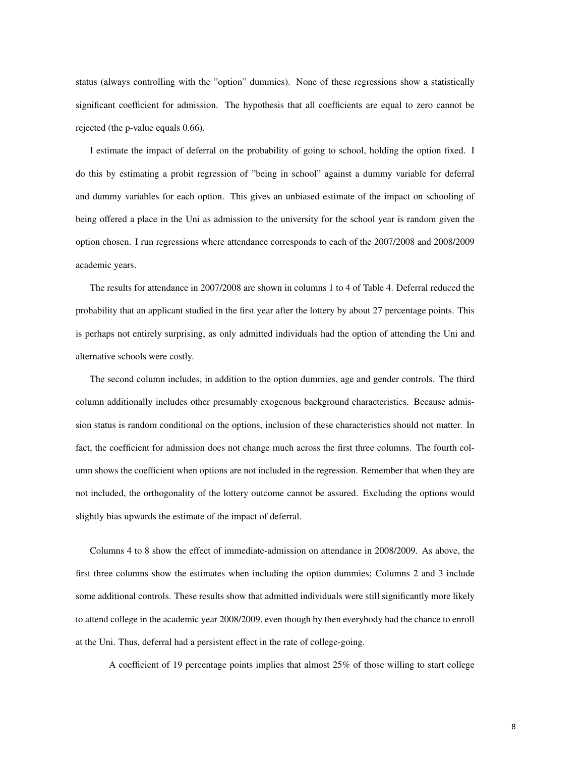status (always controlling with the "option" dummies). None of these regressions show a statistically significant coefficient for admission. The hypothesis that all coefficients are equal to zero cannot be rejected (the p-value equals 0.66).

I estimate the impact of deferral on the probability of going to school, holding the option fixed. I do this by estimating a probit regression of "being in school" against a dummy variable for deferral and dummy variables for each option. This gives an unbiased estimate of the impact on schooling of being offered a place in the Uni as admission to the university for the school year is random given the option chosen. I run regressions where attendance corresponds to each of the 2007/2008 and 2008/2009 academic years.

The results for attendance in 2007/2008 are shown in columns 1 to 4 of Table 4. Deferral reduced the probability that an applicant studied in the first year after the lottery by about 27 percentage points. This is perhaps not entirely surprising, as only admitted individuals had the option of attending the Uni and alternative schools were costly.

The second column includes, in addition to the option dummies, age and gender controls. The third column additionally includes other presumably exogenous background characteristics. Because admission status is random conditional on the options, inclusion of these characteristics should not matter. In fact, the coefficient for admission does not change much across the first three columns. The fourth column shows the coefficient when options are not included in the regression. Remember that when they are not included, the orthogonality of the lottery outcome cannot be assured. Excluding the options would slightly bias upwards the estimate of the impact of deferral.

Columns 4 to 8 show the effect of immediate-admission on attendance in 2008/2009. As above, the first three columns show the estimates when including the option dummies; Columns 2 and 3 include some additional controls. These results show that admitted individuals were still significantly more likely to attend college in the academic year 2008/2009, even though by then everybody had the chance to enroll at the Uni. Thus, deferral had a persistent effect in the rate of college-going.

A coefficient of 19 percentage points implies that almost 25% of those willing to start college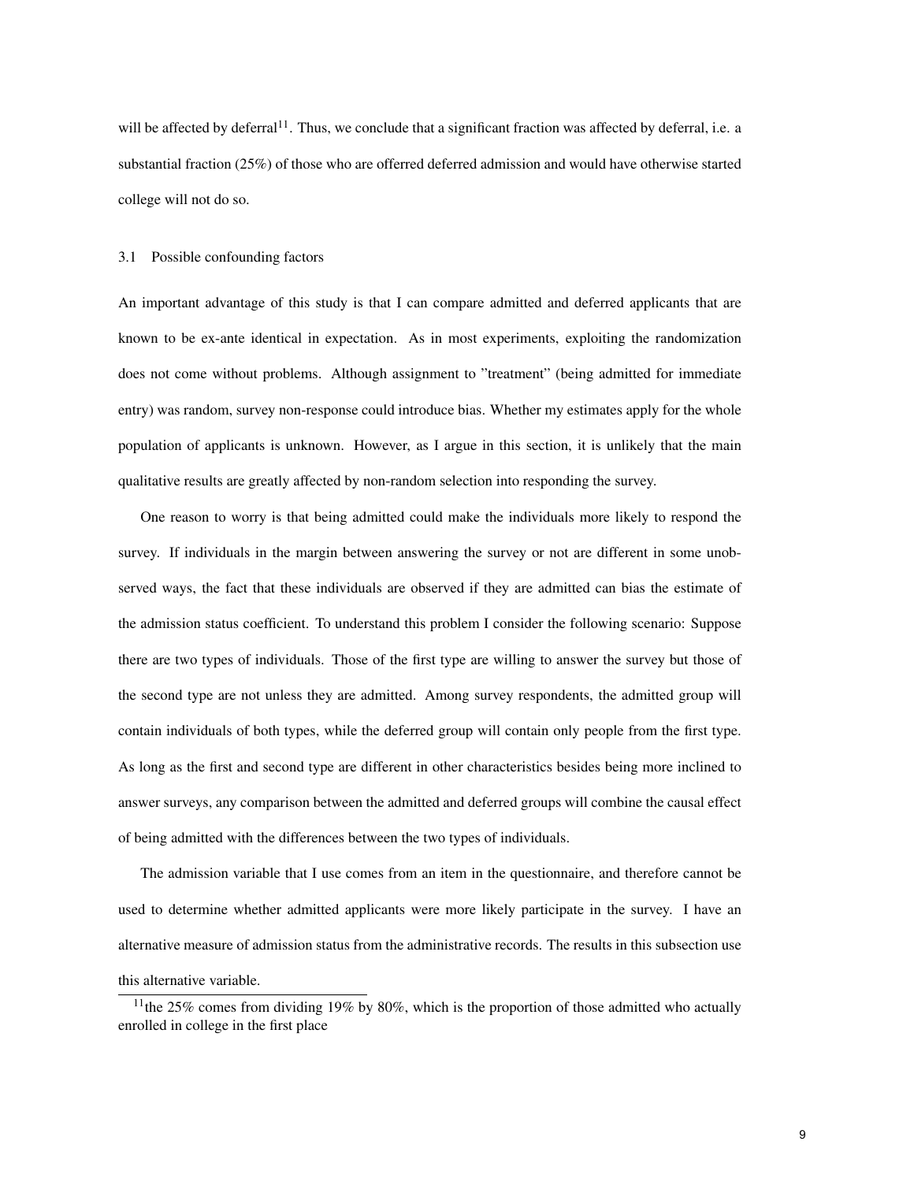will be affected by deferral[11]. Thus, we conclude that a significant fraction was affected by deferral, i.e. a substantial fraction (25%) of those who are offerred deferred admission and would have otherwise started college will not do so.

### 3.1 Possible confounding factors

An important advantage of this study is that I can compare admitted and deferred applicants that are known to be ex-ante identical in expectation. As in most experiments, exploiting the randomization does not come without problems. Although assignment to "treatment" (being admitted for immediate entry) was random, survey non-response could introduce bias. Whether my estimates apply for the whole population of applicants is unknown. However, as I argue in this section, it is unlikely that the main qualitative results are greatly affected by non-random selection into responding the survey.

One reason to worry is that being admitted could make the individuals more likely to respond the survey. If individuals in the margin between answering the survey or not are different in some unobserved ways, the fact that these individuals are observed if they are admitted can bias the estimate of the admission status coefficient. To understand this problem I consider the following scenario: Suppose there are two types of individuals. Those of the first type are willing to answer the survey but those of the second type are not unless they are admitted. Among survey respondents, the admitted group will contain individuals of both types, while the deferred group will contain only people from the first type. As long as the first and second type are different in other characteristics besides being more inclined to answer surveys, any comparison between the admitted and deferred groups will combine the causal effect of being admitted with the differences between the two types of individuals.

The admission variable that I use comes from an item in the questionnaire, and therefore cannot be used to determine whether admitted applicants were more likely participate in the survey. I have an alternative measure of admission status from the administrative records. The results in this subsection use this alternative variable.

[11] the 25% comes from dividing 19% by 80%, which is the proportion of those admitted who actually enrolled in college in the first place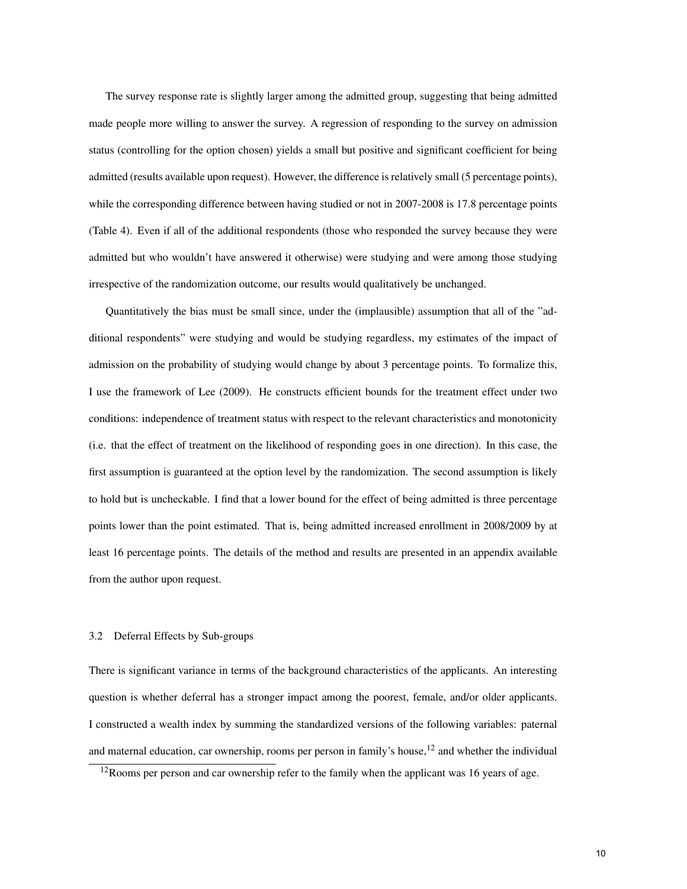The survey response rate is slightly larger among the admitted group, suggesting that being admitted made people more willing to answer the survey. A regression of responding to the survey on admission status (controlling for the option chosen) yields a small but positive and significant coefficient for being admitted (results available upon request). However, the difference is relatively small (5 percentage points), while the corresponding difference between having studied or not in 2007-2008 is 17.8 percentage points (Table 4). Even if all of the additional respondents (those who responded the survey because they were admitted but who wouldn't have answered it otherwise) were studying and were among those studying irrespective of the randomization outcome, our results would qualitatively be unchanged.

Quantitatively the bias must be small since, under the (implausible) assumption that all of the "additional respondents" were studying and would be studying regardless, my estimates of the impact of admission on the probability of studying would change by about 3 percentage points. To formalize this, I use the framework of Lee (2009). He constructs efficient bounds for the treatment effect under two conditions: independence of treatment status with respect to the relevant characteristics and monotonicity (i.e. that the effect of treatment on the likelihood of responding goes in one direction). In this case, the first assumption is guaranteed at the option level by the randomization. The second assumption is likely to hold but is uncheckable. I find that a lower bound for the effect of being admitted is three percentage points lower than the point estimated. That is, being admitted increased enrollment in 2008/2009 by at least 16 percentage points. The details of the method and results are presented in an appendix available from the author upon request.

### 3.2 Deferral Effects by Sub-groups

There is significant variance in terms of the background characteristics of the applicants. An interesting question is whether deferral has a stronger impact among the poorest, female, and/or older applicants. I constructed a wealth index by summing the standardized versions of the following variables: paternal and maternal education, car ownership, rooms per person in family's house,[12] and whether the individual

[12] Rooms per person and car ownership refer to the family when the applicant was 16 years of age.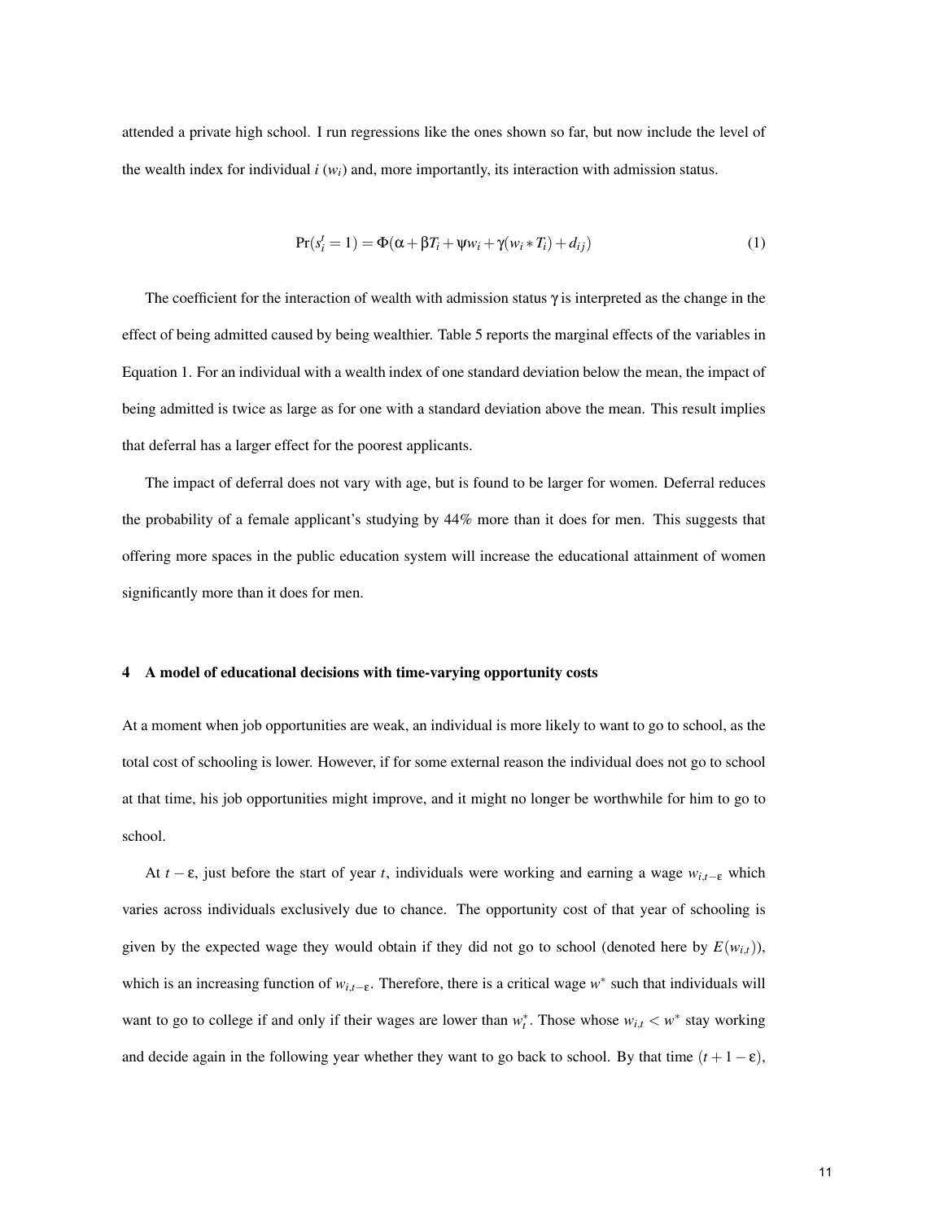attended a private high school. I run regressions like the ones shown so far, but now include the level of the wealth index for individual $i$ ($w_i$) and, more importantly, its interaction with admission status.

$$\Pr(s_i^t = 1) = \Phi(\alpha + \beta T_i + \psi w_i + \gamma(w_i * T_i) + d_{ij}) \tag{1}$$

The coefficient for the interaction of wealth with admission status $\gamma$ is interpreted as the change in the effect of being admitted caused by being wealthier. Table 5 reports the marginal effects of the variables in Equation 1. For an individual with a wealth index of one standard deviation below the mean, the impact of being admitted is twice as large as for one with a standard deviation above the mean. This result implies that deferral has a larger effect for the poorest applicants.

The impact of deferral does not vary with age, but is found to be larger for women. Deferral reduces the probability of a female applicant's studying by 44% more than it does for men. This suggests that offering more spaces in the public education system will increase the educational attainment of women significantly more than it does for men.

## 4 A model of educational decisions with time-varying opportunity costs

At a moment when job opportunities are weak, an individual is more likely to want to go to school, as the total cost of schooling is lower. However, if for some external reason the individual does not go to school at that time, his job opportunities might improve, and it might no longer be worthwhile for him to go to school.

At $t - \varepsilon$, just before the start of year $t$, individuals were working and earning a wage $w_{i,t-\varepsilon}$ which varies across individuals exclusively due to chance. The opportunity cost of that year of schooling is given by the expected wage they would obtain if they did not go to school (denoted here by $E(w_{i,t})$), which is an increasing function of $w_{i,t-\varepsilon}$. Therefore, there is a critical wage $w^*$ such that individuals will want to go to college if and only if their wages are lower than $w_t^*$. Those whose $w_{i,t} < w^*$ stay working and decide again in the following year whether they want to go back to school. By that time $(t + 1 - \varepsilon)$,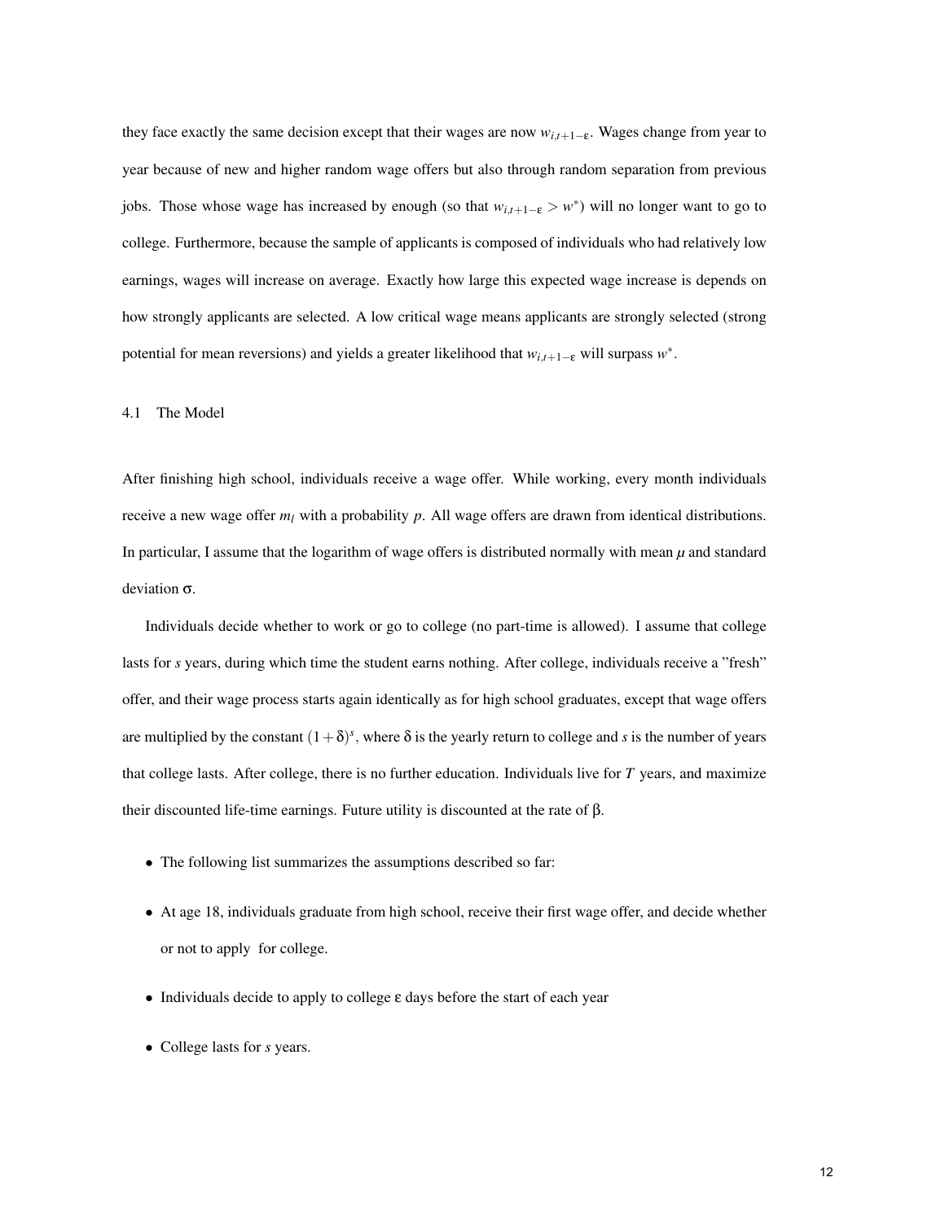they face exactly the same decision except that their wages are now $w_{i,t+1-\varepsilon}$. Wages change from year to year because of new and higher random wage offers but also through random separation from previous jobs. Those whose wage has increased by enough (so that $w_{i,t+1-\varepsilon} > w^*$) will no longer want to go to college. Furthermore, because the sample of applicants is composed of individuals who had relatively low earnings, wages will increase on average. Exactly how large this expected wage increase is depends on how strongly applicants are selected. A low critical wage means applicants are strongly selected (strong potential for mean reversions) and yields a greater likelihood that $w_{i,t+1-\varepsilon}$ will surpass $w^*$.

## 4.1 The Model

After finishing high school, individuals receive a wage offer. While working, every month individuals receive a new wage offer $m_l$ with a probability $p$. All wage offers are drawn from identical distributions. In particular, I assume that the logarithm of wage offers is distributed normally with mean $\mu$ and standard deviation $\sigma$.

Individuals decide whether to work or go to college (no part-time is allowed). I assume that college lasts for $s$ years, during which time the student earns nothing. After college, individuals receive a "fresh" offer, and their wage process starts again identically as for high school graduates, except that wage offers are multiplied by the constant $(1+\delta)^s$, where $\delta$ is the yearly return to college and $s$ is the number of years that college lasts. After college, there is no further education. Individuals live for $T$ years, and maximize their discounted life-time earnings. Future utility is discounted at the rate of $\beta$.

- The following list summarizes the assumptions described so far:
- At age 18, individuals graduate from high school, receive their first wage offer, and decide whether or not to apply for college.
- Individuals decide to apply to college $\varepsilon$ days before the start of each year
- College lasts for $s$ years.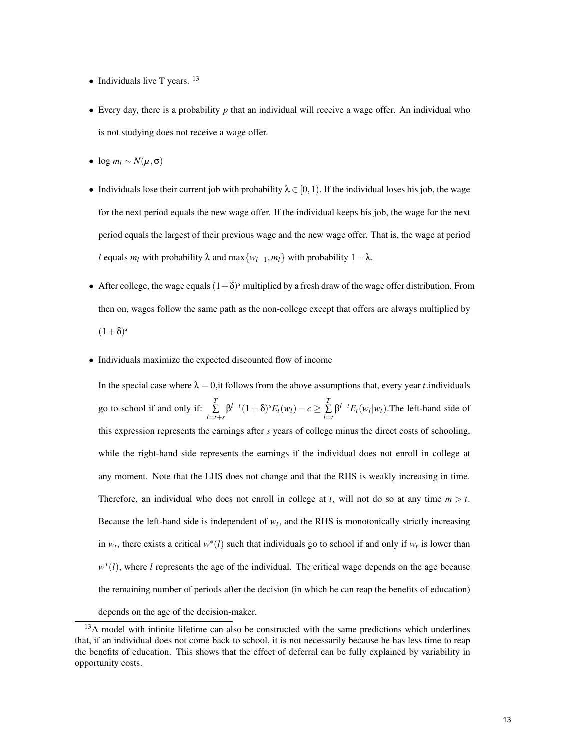- Individuals live T years. [13]

- Every day, there is a probability $p$ that an individual will receive a wage offer. An individual who is not studying does not receive a wage offer.

- $\log m_l \sim N(\mu, \sigma)$

- Individuals lose their current job with probability $\lambda \in [0,1)$. If the individual loses his job, the wage for the next period equals the new wage offer. If the individual keeps his job, the wage for the next period equals the largest of their previous wage and the new wage offer. That is, the wage at period $l$ equals $m_l$ with probability $\lambda$ and $\max\{w_{l-1}, m_l\}$ with probability $1-\lambda$.

- After college, the wage equals $(1+\delta)^s$ multiplied by a fresh draw of the wage offer distribution. From then on, wages follow the same path as the non-college except that offers are always multiplied by $(1+\delta)^s$

- Individuals maximize the expected discounted flow of income

  In the special case where $\lambda = 0$,it follows from the above assumptions that, every year $t$.individuals go to school if and only if: $\sum_{l=t+s}^{T} \beta^{l-t}(1+\delta)^s E_t(w_l) - c \geq \sum_{l=t}^{T} \beta^{l-t} E_t(w_l | w_t)$.The left-hand side of this expression represents the earnings after $s$ years of college minus the direct costs of schooling, while the right-hand side represents the earnings if the individual does not enroll in college at any moment. Note that the LHS does not change and that the RHS is weakly increasing in time. Therefore, an individual who does not enroll in college at $t$, will not do so at any time $m > t$. Because the left-hand side is independent of $w_t$, and the RHS is monotonically strictly increasing in $w_t$, there exists a critical $w^*(l)$ such that individuals go to school if and only if $w_t$ is lower than $w^*(l)$, where $l$ represents the age of the individual. The critical wage depends on the age because the remaining number of periods after the decision (in which he can reap the benefits of education) depends on the age of the decision-maker.

[13] A model with infinite lifetime can also be constructed with the same predictions which underlines that, if an individual does not come back to school, it is not necessarily because he has less time to reap the benefits of education. This shows that the effect of deferral can be fully explained by variability in opportunity costs.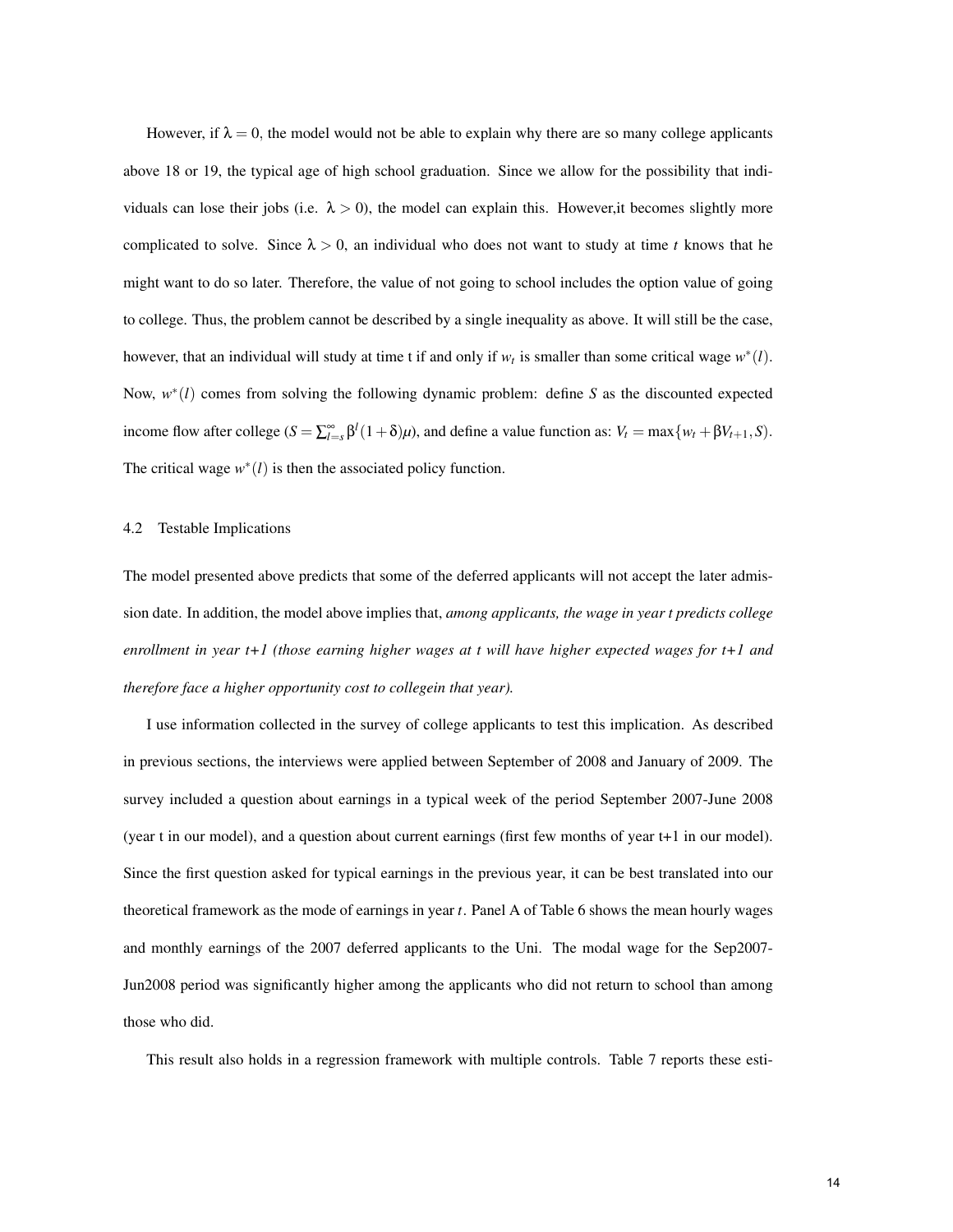However, if $\lambda = 0$, the model would not be able to explain why there are so many college applicants above 18 or 19, the typical age of high school graduation. Since we allow for the possibility that individuals can lose their jobs (i.e. $\lambda > 0$), the model can explain this. However,it becomes slightly more complicated to solve. Since $\lambda > 0$, an individual who does not want to study at time $t$ knows that he might want to do so later. Therefore, the value of not going to school includes the option value of going to college. Thus, the problem cannot be described by a single inequality as above. It will still be the case, however, that an individual will study at time t if and only if $w_t$ is smaller than some critical wage $w^*(l)$. Now, $w^*(l)$ comes from solving the following dynamic problem: define $S$ as the discounted expected income flow after college ($S = \sum_{l=s}^{\infty} \beta^l (1+\delta)\mu$), and define a value function as: $V_t = \max\{w_t + \beta V_{t+1}, S\}$. The critical wage $w^*(l)$ is then the associated policy function.

### 4.2 Testable Implications

The model presented above predicts that some of the deferred applicants will not accept the later admission date. In addition, the model above implies that, *among applicants, the wage in year t predicts college enrollment in year t+1 (those earning higher wages at t will have higher expected wages for t+1 and therefore face a higher opportunity cost to collegein that year).*

I use information collected in the survey of college applicants to test this implication. As described in previous sections, the interviews were applied between September of 2008 and January of 2009. The survey included a question about earnings in a typical week of the period September 2007-June 2008 (year t in our model), and a question about current earnings (first few months of year t+1 in our model). Since the first question asked for typical earnings in the previous year, it can be best translated into our theoretical framework as the mode of earnings in year $t$. Panel A of Table 6 shows the mean hourly wages and monthly earnings of the 2007 deferred applicants to the Uni. The modal wage for the Sep2007-Jun2008 period was significantly higher among the applicants who did not return to school than among those who did.

This result also holds in a regression framework with multiple controls. Table 7 reports these esti-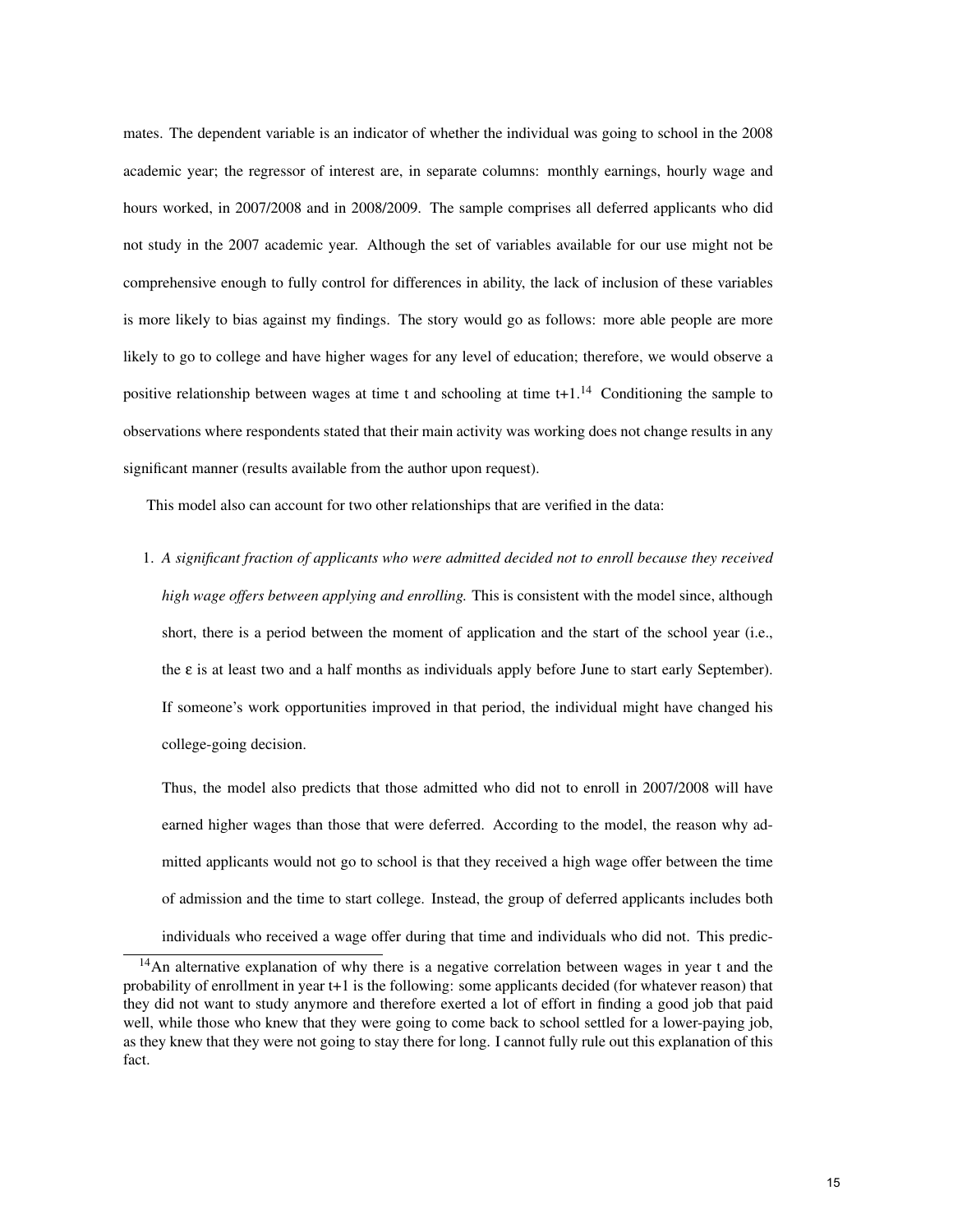mates. The dependent variable is an indicator of whether the individual was going to school in the 2008 academic year; the regressor of interest are, in separate columns: monthly earnings, hourly wage and hours worked, in 2007/2008 and in 2008/2009. The sample comprises all deferred applicants who did not study in the 2007 academic year. Although the set of variables available for our use might not be comprehensive enough to fully control for differences in ability, the lack of inclusion of these variables is more likely to bias against my findings. The story would go as follows: more able people are more likely to go to college and have higher wages for any level of education; therefore, we would observe a positive relationship between wages at time t and schooling at time t+1.[14] Conditioning the sample to observations where respondents stated that their main activity was working does not change results in any significant manner (results available from the author upon request).

This model also can account for two other relationships that are verified in the data:

1. *A significant fraction of applicants who were admitted decided not to enroll because they received high wage offers between applying and enrolling.* This is consistent with the model since, although short, there is a period between the moment of application and the start of the school year (i.e., the $\varepsilon$ is at least two and a half months as individuals apply before June to start early September). If someone's work opportunities improved in that period, the individual might have changed his college-going decision.

   Thus, the model also predicts that those admitted who did not to enroll in 2007/2008 will have earned higher wages than those that were deferred. According to the model, the reason why admitted applicants would not go to school is that they received a high wage offer between the time of admission and the time to start college. Instead, the group of deferred applicants includes both individuals who received a wage offer during that time and individuals who did not. This predic-

[14] An alternative explanation of why there is a negative correlation between wages in year t and the probability of enrollment in year t+1 is the following: some applicants decided (for whatever reason) that they did not want to study anymore and therefore exerted a lot of effort in finding a good job that paid well, while those who knew that they were going to come back to school settled for a lower-paying job, as they knew that they were not going to stay there for long. I cannot fully rule out this explanation of this fact.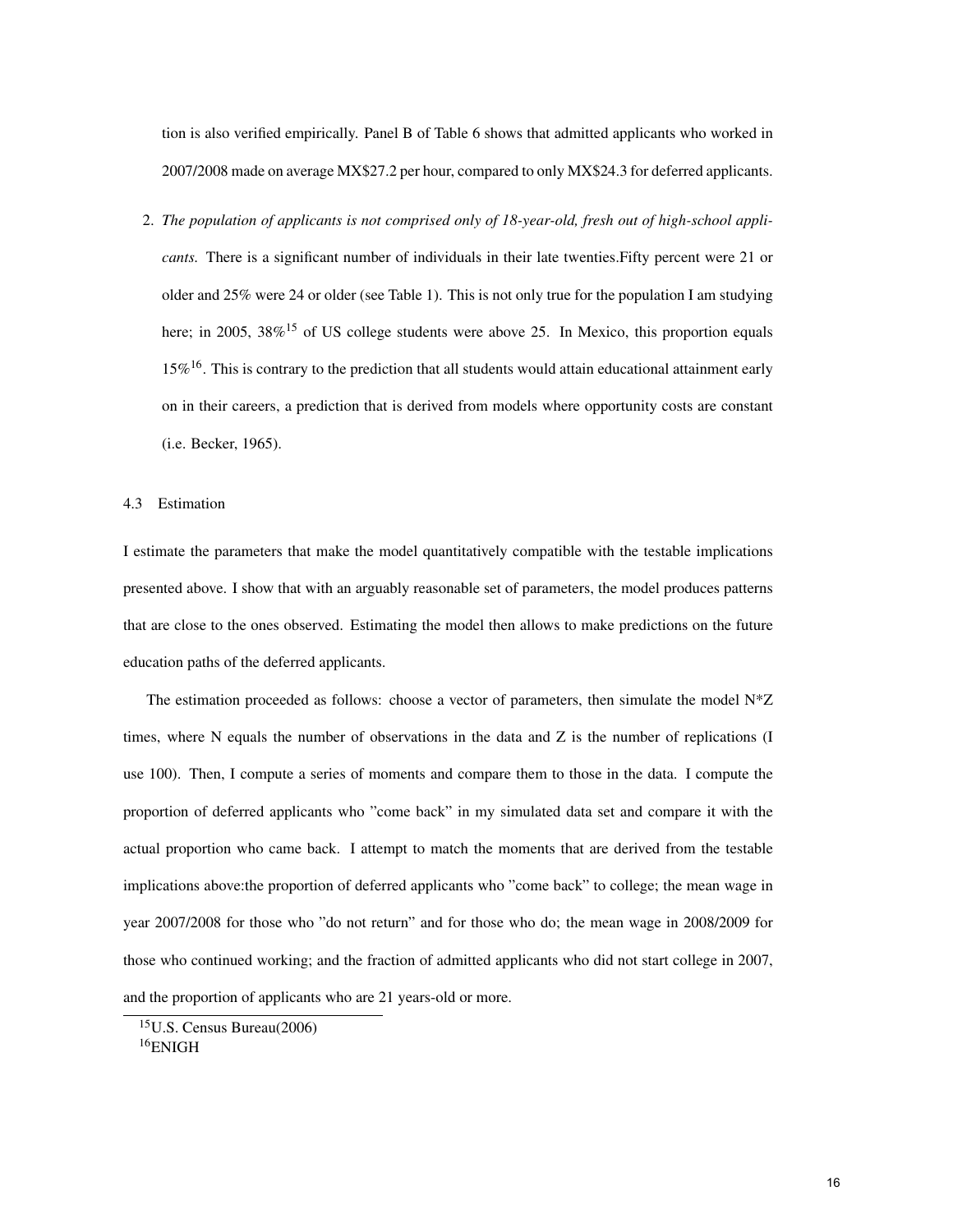tion is also verified empirically. Panel B of Table 6 shows that admitted applicants who worked in 2007/2008 made on average MX$27.2 per hour, compared to only MX$24.3 for deferred applicants.

2. *The population of applicants is not comprised only of 18-year-old, fresh out of high-school applicants.* There is a significant number of individuals in their late twenties.Fifty percent were 21 or older and 25% were 24 or older (see Table 1). This is not only true for the population I am studying here; in 2005, 38%[15] of US college students were above 25. In Mexico, this proportion equals 15%[16]. This is contrary to the prediction that all students would attain educational attainment early on in their careers, a prediction that is derived from models where opportunity costs are constant (i.e. Becker, 1965).

### 4.3 Estimation

I estimate the parameters that make the model quantitatively compatible with the testable implications presented above. I show that with an arguably reasonable set of parameters, the model produces patterns that are close to the ones observed. Estimating the model then allows to make predictions on the future education paths of the deferred applicants.

The estimation proceeded as follows: choose a vector of parameters, then simulate the model N*Z times, where N equals the number of observations in the data and Z is the number of replications (I use 100). Then, I compute a series of moments and compare them to those in the data. I compute the proportion of deferred applicants who "come back" in my simulated data set and compare it with the actual proportion who came back. I attempt to match the moments that are derived from the testable implications above:the proportion of deferred applicants who "come back" to college; the mean wage in year 2007/2008 for those who "do not return" and for those who do; the mean wage in 2008/2009 for those who continued working; and the fraction of admitted applicants who did not start college in 2007, and the proportion of applicants who are 21 years-old or more.

[15] U.S. Census Bureau(2006)

[16] ENIGH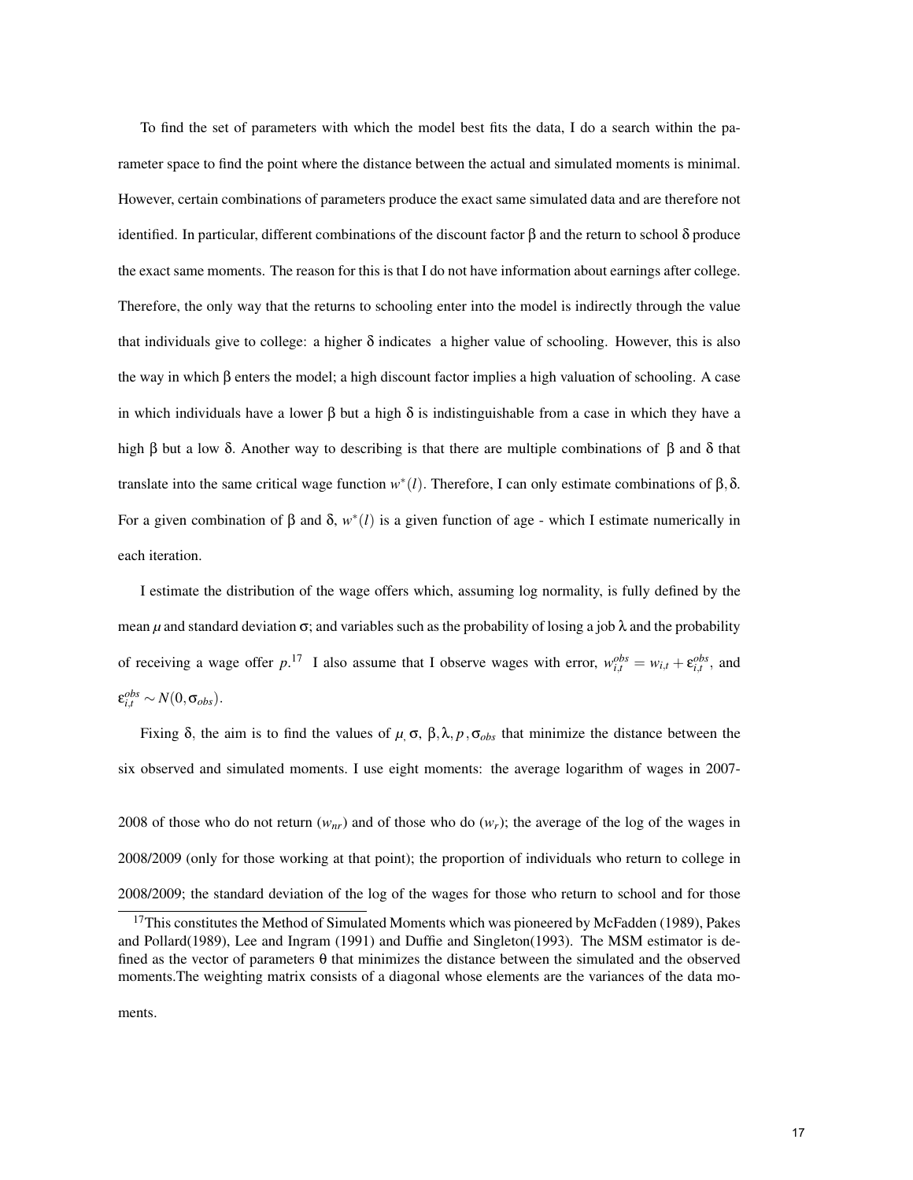To find the set of parameters with which the model best fits the data, I do a search within the parameter space to find the point where the distance between the actual and simulated moments is minimal. However, certain combinations of parameters produce the exact same simulated data and are therefore not identified. In particular, different combinations of the discount factor $\beta$ and the return to school $\delta$ produce the exact same moments. The reason for this is that I do not have information about earnings after college. Therefore, the only way that the returns to schooling enter into the model is indirectly through the value that individuals give to college: a higher $\delta$ indicates a higher value of schooling. However, this is also the way in which $\beta$ enters the model; a high discount factor implies a high valuation of schooling. A case in which individuals have a lower $\beta$ but a high $\delta$ is indistinguishable from a case in which they have a high $\beta$ but a low $\delta$. Another way to describing is that there are multiple combinations of $\beta$ and $\delta$ that translate into the same critical wage function $w^*(l)$. Therefore, I can only estimate combinations of $\beta, \delta$. For a given combination of $\beta$ and $\delta$, $w^*(l)$ is a given function of age - which I estimate numerically in each iteration.

I estimate the distribution of the wage offers which, assuming log normality, is fully defined by the mean $\mu$ and standard deviation $\sigma$; and variables such as the probability of losing a job $\lambda$ and the probability of receiving a wage offer $p$.[17] I also assume that I observe wages with error, $w_{i,t}^{obs} = w_{i,t} + \varepsilon_{i,t}^{obs}$, and $\varepsilon_{i,t}^{obs} \sim N(0, \sigma_{obs})$.

Fixing $\delta$, the aim is to find the values of $\mu$, $\sigma$, $\beta, \lambda, p, \sigma_{obs}$ that minimize the distance between the six observed and simulated moments. I use eight moments: the average logarithm of wages in 2007-2008 of those who do not return ($w_{nr}$) and of those who do ($w_r$); the average of the log of the wages in 2008/2009 (only for those working at that point); the proportion of individuals who return to college in 2008/2009; the standard deviation of the log of the wages for those who return to school and for those

[17] This constitutes the Method of Simulated Moments which was pioneered by McFadden (1989), Pakes and Pollard(1989), Lee and Ingram (1991) and Duffie and Singleton(1993). The MSM estimator is defined as the vector of parameters $\theta$ that minimizes the distance between the simulated and the observed moments.The weighting matrix consists of a diagonal whose elements are the variances of the data moments.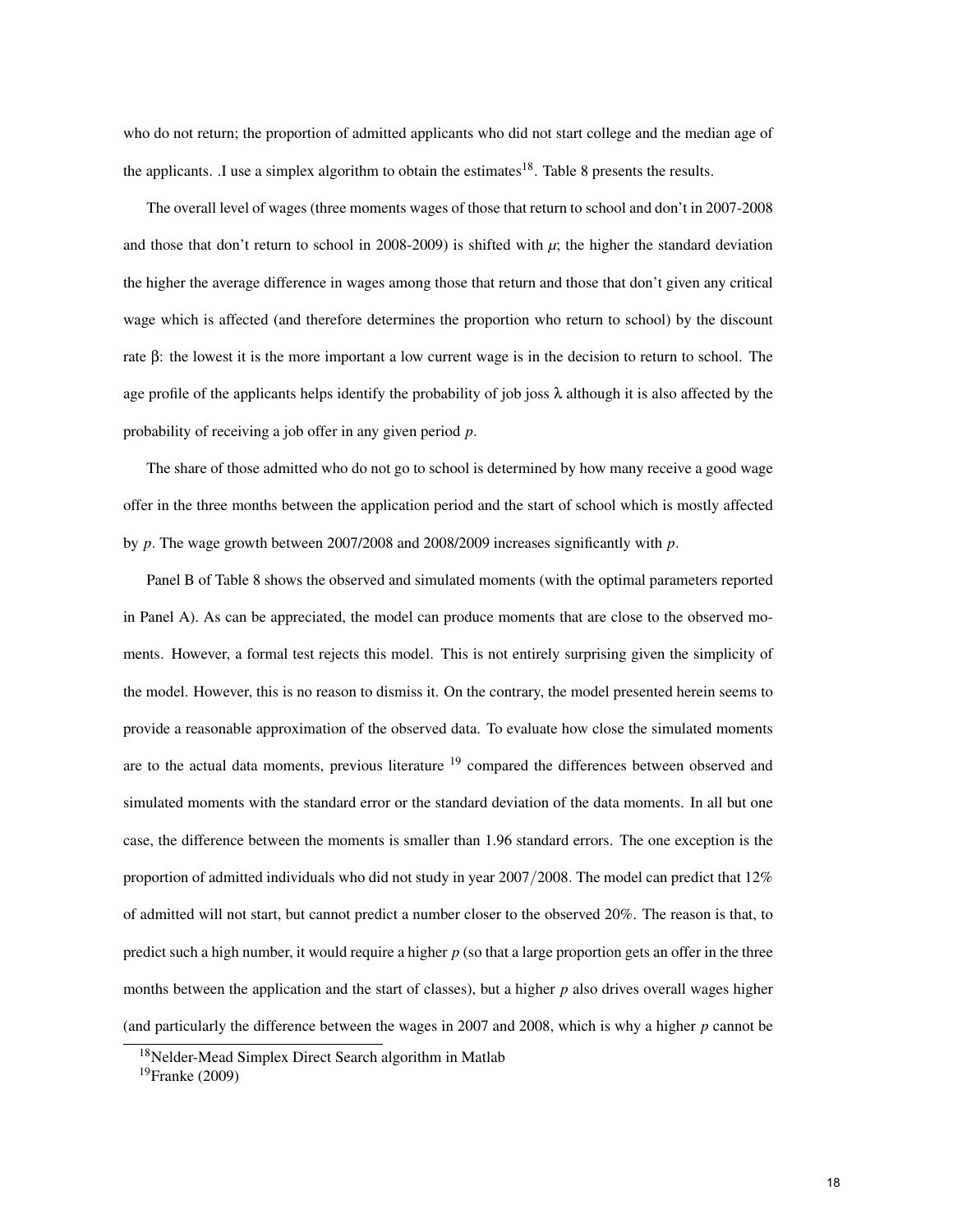who do not return; the proportion of admitted applicants who did not start college and the median age of the applicants. .I use a simplex algorithm to obtain the estimates[18]. Table 8 presents the results.

The overall level of wages (three moments wages of those that return to school and don't in 2007-2008 and those that don't return to school in 2008-2009) is shifted with $\mu$; the higher the standard deviation the higher the average difference in wages among those that return and those that don't given any critical wage which is affected (and therefore determines the proportion who return to school) by the discount rate $\beta$: the lowest it is the more important a low current wage is in the decision to return to school. The age profile of the applicants helps identify the probability of job joss $\lambda$ although it is also affected by the probability of receiving a job offer in any given period $p$.

The share of those admitted who do not go to school is determined by how many receive a good wage offer in the three months between the application period and the start of school which is mostly affected by $p$. The wage growth between 2007/2008 and 2008/2009 increases significantly with $p$.

Panel B of Table 8 shows the observed and simulated moments (with the optimal parameters reported in Panel A). As can be appreciated, the model can produce moments that are close to the observed moments. However, a formal test rejects this model. This is not entirely surprising given the simplicity of the model. However, this is no reason to dismiss it. On the contrary, the model presented herein seems to provide a reasonable approximation of the observed data. To evaluate how close the simulated moments are to the actual data moments, previous literature [19] compared the differences between observed and simulated moments with the standard error or the standard deviation of the data moments. In all but one case, the difference between the moments is smaller than 1.96 standard errors. The one exception is the proportion of admitted individuals who did not study in year 2007/2008. The model can predict that 12% of admitted will not start, but cannot predict a number closer to the observed 20%. The reason is that, to predict such a high number, it would require a higher $p$ (so that a large proportion gets an offer in the three months between the application and the start of classes), but a higher $p$ also drives overall wages higher (and particularly the difference between the wages in 2007 and 2008, which is why a higher $p$ cannot be

[18] Nelder-Mead Simplex Direct Search algorithm in Matlab

[19] Franke (2009)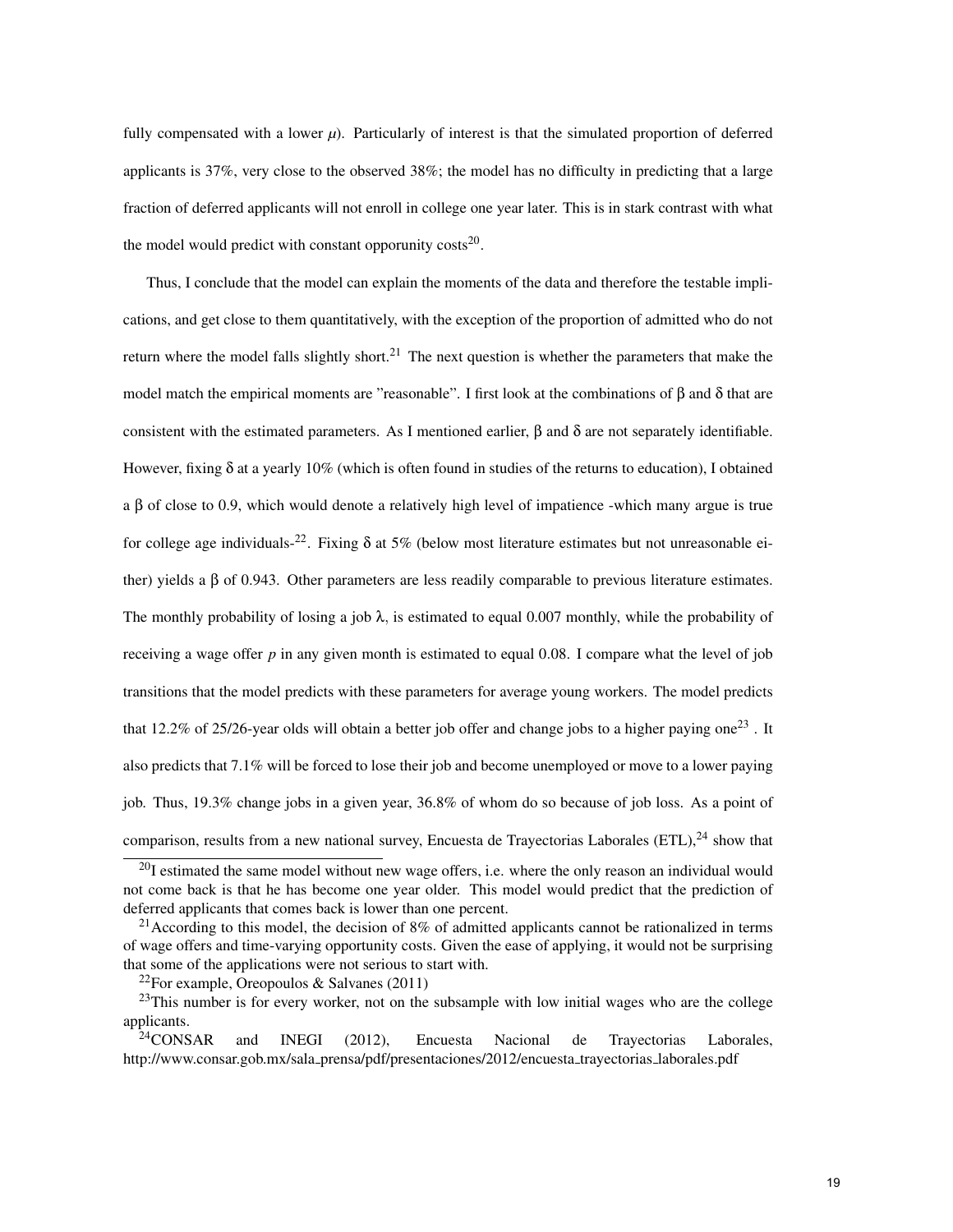fully compensated with a lower $\mu$). Particularly of interest is that the simulated proportion of deferred applicants is 37%, very close to the observed 38%; the model has no difficulty in predicting that a large fraction of deferred applicants will not enroll in college one year later. This is in stark contrast with what the model would predict with constant opporunity costs[20].

Thus, I conclude that the model can explain the moments of the data and therefore the testable implications, and get close to them quantitatively, with the exception of the proportion of admitted who do not return where the model falls slightly short.[21] The next question is whether the parameters that make the model match the empirical moments are "reasonable". I first look at the combinations of $\beta$ and $\delta$ that are consistent with the estimated parameters. As I mentioned earlier, $\beta$ and $\delta$ are not separately identifiable. However, fixing $\delta$ at a yearly 10% (which is often found in studies of the returns to education), I obtained a $\beta$ of close to 0.9, which would denote a relatively high level of impatience -which many argue is true for college age individuals-[22]. Fixing $\delta$ at 5% (below most literature estimates but not unreasonable either) yields a $\beta$ of 0.943. Other parameters are less readily comparable to previous literature estimates. The monthly probability of losing a job $\lambda$, is estimated to equal 0.007 monthly, while the probability of receiving a wage offer $p$ in any given month is estimated to equal 0.08. I compare what the level of job transitions that the model predicts with these parameters for average young workers. The model predicts that 12.2% of 25/26-year olds will obtain a better job offer and change jobs to a higher paying one[23] . It also predicts that 7.1% will be forced to lose their job and become unemployed or move to a lower paying job. Thus, 19.3% change jobs in a given year, 36.8% of whom do so because of job loss. As a point of comparison, results from a new national survey, Encuesta de Trayectorias Laborales (ETL),[24] show that

---

[20] I estimated the same model without new wage offers, i.e. where the only reason an individual would not come back is that he has become one year older. This model would predict that the prediction of deferred applicants that comes back is lower than one percent.

[21] According to this model, the decision of 8% of admitted applicants cannot be rationalized in terms of wage offers and time-varying opportunity costs. Given the ease of applying, it would not be surprising that some of the applications were not serious to start with.

[22] For example, Oreopoulos & Salvanes (2011)

[23] This number is for every worker, not on the subsample with low initial wages who are the college applicants.

[24] CONSAR and INEGI (2012), Encuesta Nacional de Trayectorias Laborales, http://www.consar.gob.mx/sala_prensa/pdf/presentaciones/2012/encuesta_trayectorias_laborales.pdf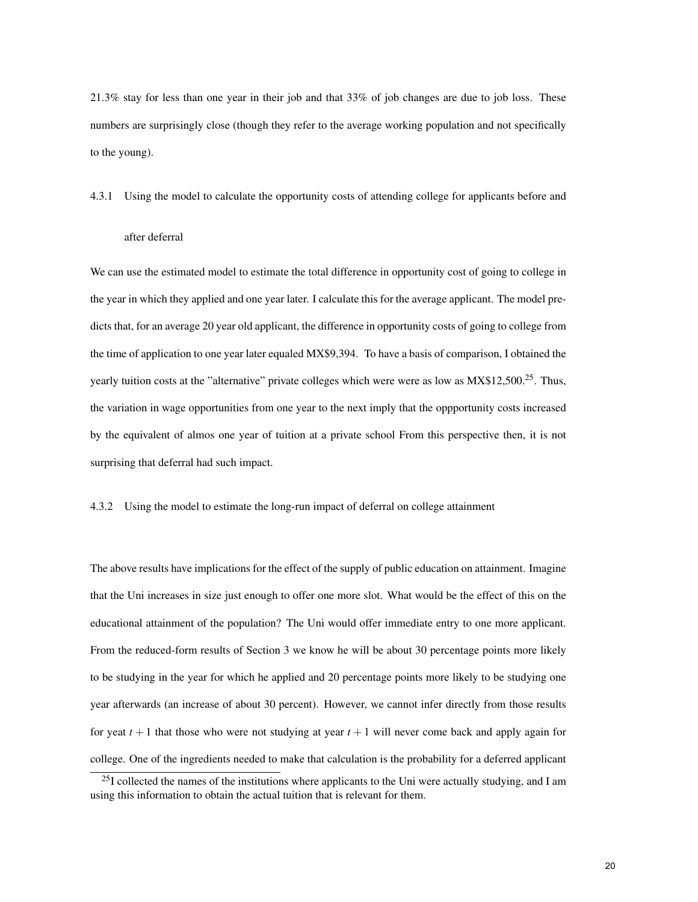21.3% stay for less than one year in their job and that 33% of job changes are due to job loss. These numbers are surprisingly close (though they refer to the average working population and not specifically to the young).

#### 4.3.1 Using the model to calculate the opportunity costs of attending college for applicants before and after deferral

We can use the estimated model to estimate the total difference in opportunity cost of going to college in the year in which they applied and one year later. I calculate this for the average applicant. The model predicts that, for an average 20 year old applicant, the difference in opportunity costs of going to college from the time of application to one year later equaled MX$9,394. To have a basis of comparison, I obtained the yearly tuition costs at the "alternative" private colleges which were were as low as MX$12,500.[25]. Thus, the variation in wage opportunities from one year to the next imply that the oppportunity costs increased by the equivalent of almos one year of tuition at a private school From this perspective then, it is not surprising that deferral had such impact.

#### 4.3.2 Using the model to estimate the long-run impact of deferral on college attainment

The above results have implications for the effect of the supply of public education on attainment. Imagine that the Uni increases in size just enough to offer one more slot. What would be the effect of this on the educational attainment of the population? The Uni would offer immediate entry to one more applicant. From the reduced-form results of Section 3 we know he will be about 30 percentage points more likely to be studying in the year for which he applied and 20 percentage points more likely to be studying one year afterwards (an increase of about 30 percent). However, we cannot infer directly from those results for yeat $t+1$ that those who were not studying at year $t+1$ will never come back and apply again for college. One of the ingredients needed to make that calculation is the probability for a deferred applicant

[25]I collected the names of the institutions where applicants to the Uni were actually studying, and I am using this information to obtain the actual tuition that is relevant for them.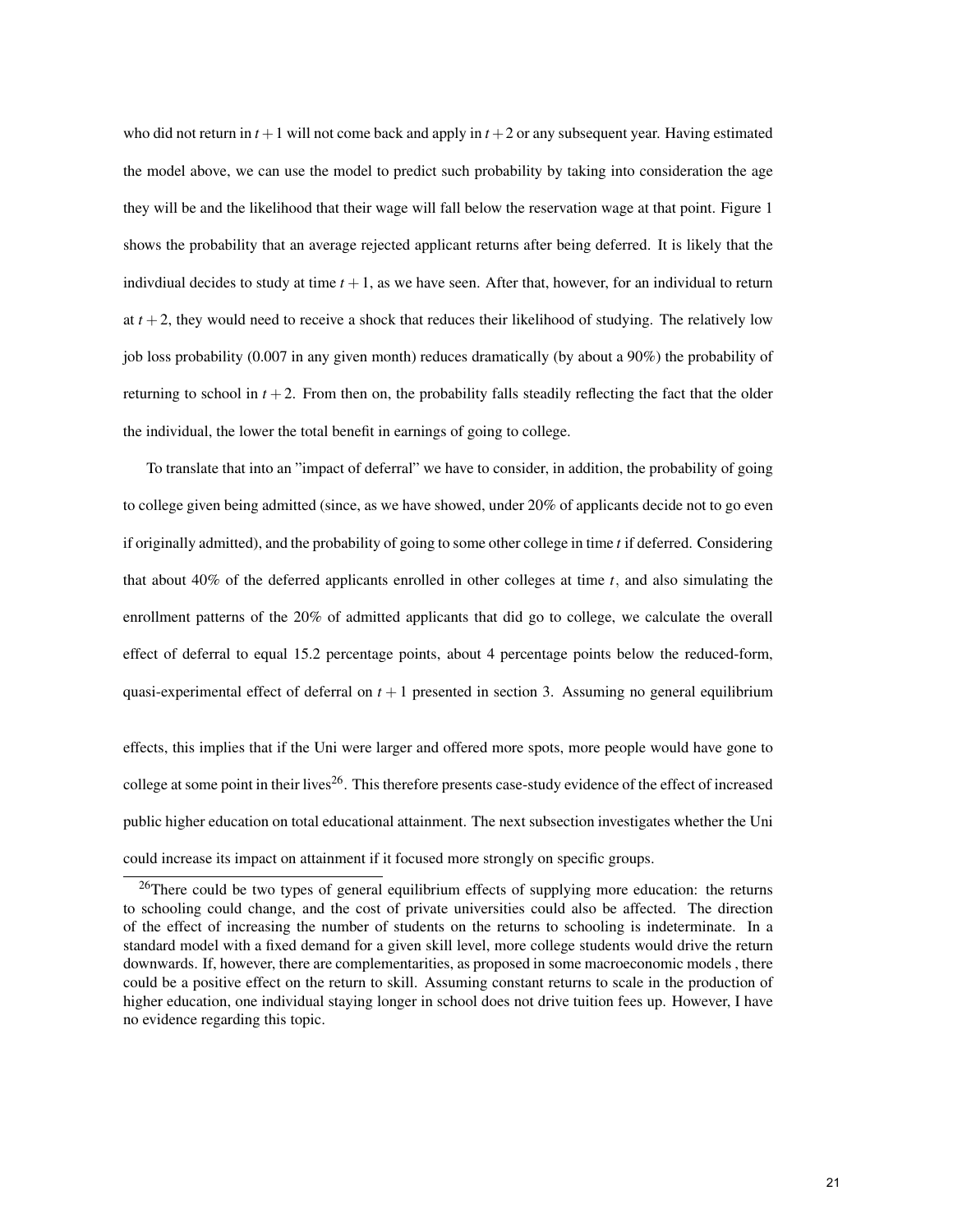who did not return in $t+1$ will not come back and apply in $t+2$ or any subsequent year. Having estimated the model above, we can use the model to predict such probability by taking into consideration the age they will be and the likelihood that their wage will fall below the reservation wage at that point. Figure 1 shows the probability that an average rejected applicant returns after being deferred. It is likely that the indivdiual decides to study at time $t+1$, as we have seen. After that, however, for an individual to return at $t+2$, they would need to receive a shock that reduces their likelihood of studying. The relatively low job loss probability (0.007 in any given month) reduces dramatically (by about a 90%) the probability of returning to school in $t+2$. From then on, the probability falls steadily reflecting the fact that the older the individual, the lower the total benefit in earnings of going to college.

To translate that into an "impact of deferral" we have to consider, in addition, the probability of going to college given being admitted (since, as we have showed, under 20% of applicants decide not to go even if originally admitted), and the probability of going to some other college in time $t$ if deferred. Considering that about 40% of the deferred applicants enrolled in other colleges at time $t$, and also simulating the enrollment patterns of the 20% of admitted applicants that did go to college, we calculate the overall effect of deferral to equal 15.2 percentage points, about 4 percentage points below the reduced-form, quasi-experimental effect of deferral on $t+1$ presented in section 3. Assuming no general equilibrium effects, this implies that if the Uni were larger and offered more spots, more people would have gone to college at some point in their lives[26]. This therefore presents case-study evidence of the effect of increased public higher education on total educational attainment. The next subsection investigates whether the Uni could increase its impact on attainment if it focused more strongly on specific groups.

[26]There could be two types of general equilibrium effects of supplying more education: the returns to schooling could change, and the cost of private universities could also be affected. The direction of the effect of increasing the number of students on the returns to schooling is indeterminate. In a standard model with a fixed demand for a given skill level, more college students would drive the return downwards. If, however, there are complementarities, as proposed in some macroeconomic models , there could be a positive effect on the return to skill. Assuming constant returns to scale in the production of higher education, one individual staying longer in school does not drive tuition fees up. However, I have no evidence regarding this topic.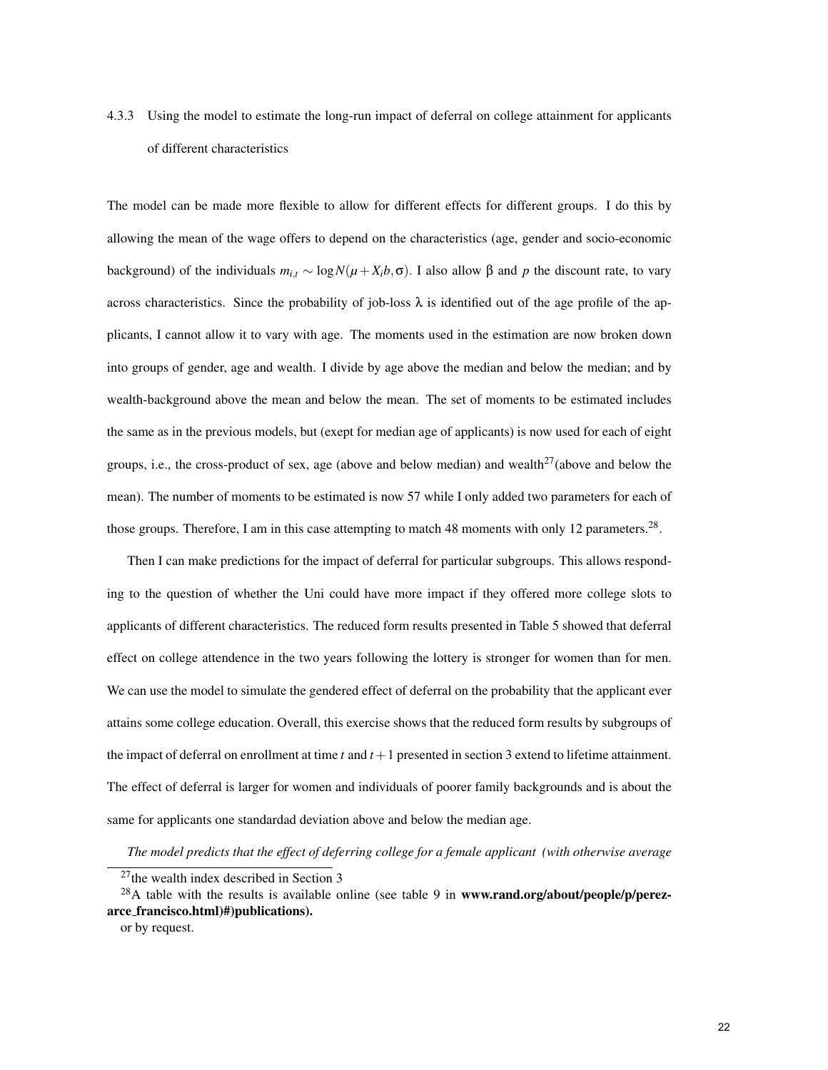#### 4.3.3 Using the model to estimate the long-run impact of deferral on college attainment for applicants of different characteristics

The model can be made more flexible to allow for different effects for different groups. I do this by allowing the mean of the wage offers to depend on the characteristics (age, gender and socio-economic background) of the individuals $m_{i,t} \sim \log N(\mu + X_i b, \sigma)$. I also allow $\beta$ and $p$ the discount rate, to vary across characteristics. Since the probability of job-loss $\lambda$ is identified out of the age profile of the applicants, I cannot allow it to vary with age. The moments used in the estimation are now broken down into groups of gender, age and wealth. I divide by age above the median and below the median; and by wealth-background above the mean and below the mean. The set of moments to be estimated includes the same as in the previous models, but (exept for median age of applicants) is now used for each of eight groups, i.e., the cross-product of sex, age (above and below median) and wealth[27](above and below the mean). The number of moments to be estimated is now 57 while I only added two parameters for each of those groups. Therefore, I am in this case attempting to match 48 moments with only 12 parameters.[28].

Then I can make predictions for the impact of deferral for particular subgroups. This allows responding to the question of whether the Uni could have more impact if they offered more college slots to applicants of different characteristics. The reduced form results presented in Table 5 showed that deferral effect on college attendence in the two years following the lottery is stronger for women than for men. We can use the model to simulate the gendered effect of deferral on the probability that the applicant ever attains some college education. Overall, this exercise shows that the reduced form results by subgroups of the impact of deferral on enrollment at time $t$ and $t+1$ presented in section 3 extend to lifetime attainment. The effect of deferral is larger for women and individuals of poorer family backgrounds and is about the same for applicants one standardad deviation above and below the median age.

*The model predicts that the effect of deferring college for a female applicant (with otherwise average*

---

[27] the wealth index described in Section 3

[28] A table with the results is available online (see table 9 in **www.rand.org/about/people/p/perez-arce_francisco.html)#)publications).**
or by request.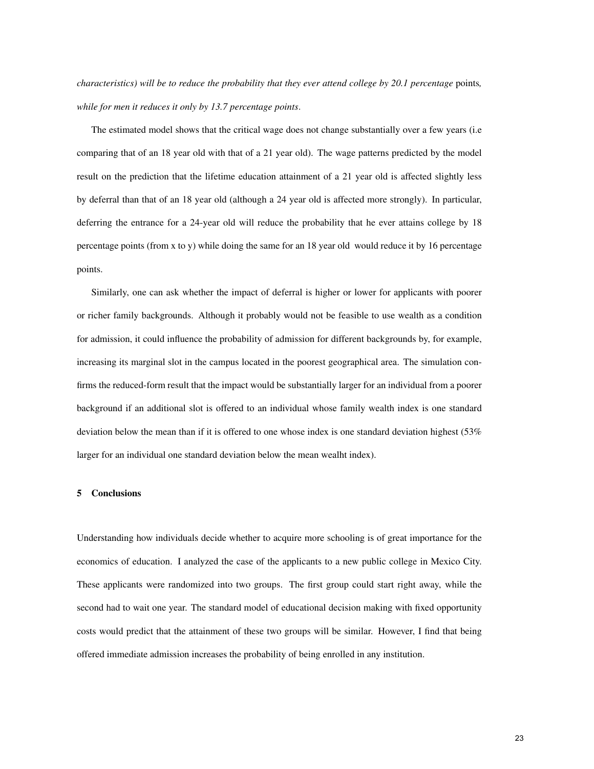*characteristics) will be to reduce the probability that they ever attend college by 20.1 percentage* points*, while for men it reduces it only by 13.7 percentage points*.

The estimated model shows that the critical wage does not change substantially over a few years (i.e comparing that of an 18 year old with that of a 21 year old). The wage patterns predicted by the model result on the prediction that the lifetime education attainment of a 21 year old is affected slightly less by deferral than that of an 18 year old (although a 24 year old is affected more strongly). In particular, deferring the entrance for a 24-year old will reduce the probability that he ever attains college by 18 percentage points (from x to y) while doing the same for an 18 year old would reduce it by 16 percentage points.

Similarly, one can ask whether the impact of deferral is higher or lower for applicants with poorer or richer family backgrounds. Although it probably would not be feasible to use wealth as a condition for admission, it could influence the probability of admission for different backgrounds by, for example, increasing its marginal slot in the campus located in the poorest geographical area. The simulation confirms the reduced-form result that the impact would be substantially larger for an individual from a poorer background if an additional slot is offered to an individual whose family wealth index is one standard deviation below the mean than if it is offered to one whose index is one standard deviation highest (53% larger for an individual one standard deviation below the mean wealht index).

## 5 Conclusions

Understanding how individuals decide whether to acquire more schooling is of great importance for the economics of education. I analyzed the case of the applicants to a new public college in Mexico City. These applicants were randomized into two groups. The first group could start right away, while the second had to wait one year. The standard model of educational decision making with fixed opportunity costs would predict that the attainment of these two groups will be similar. However, I find that being offered immediate admission increases the probability of being enrolled in any institution.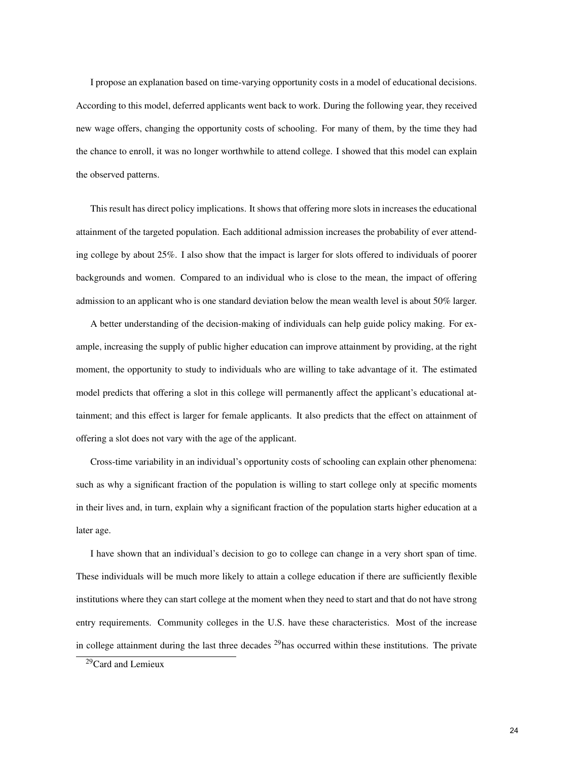I propose an explanation based on time-varying opportunity costs in a model of educational decisions. According to this model, deferred applicants went back to work. During the following year, they received new wage offers, changing the opportunity costs of schooling. For many of them, by the time they had the chance to enroll, it was no longer worthwhile to attend college. I showed that this model can explain the observed patterns.

This result has direct policy implications. It shows that offering more slots in increases the educational attainment of the targeted population. Each additional admission increases the probability of ever attending college by about 25%. I also show that the impact is larger for slots offered to individuals of poorer backgrounds and women. Compared to an individual who is close to the mean, the impact of offering admission to an applicant who is one standard deviation below the mean wealth level is about 50% larger.

A better understanding of the decision-making of individuals can help guide policy making. For example, increasing the supply of public higher education can improve attainment by providing, at the right moment, the opportunity to study to individuals who are willing to take advantage of it. The estimated model predicts that offering a slot in this college will permanently affect the applicant's educational attainment; and this effect is larger for female applicants. It also predicts that the effect on attainment of offering a slot does not vary with the age of the applicant.

Cross-time variability in an individual's opportunity costs of schooling can explain other phenomena: such as why a significant fraction of the population is willing to start college only at specific moments in their lives and, in turn, explain why a significant fraction of the population starts higher education at a later age.

I have shown that an individual's decision to go to college can change in a very short span of time. These individuals will be much more likely to attain a college education if there are sufficiently flexible institutions where they can start college at the moment when they need to start and that do not have strong entry requirements. Community colleges in the U.S. have these characteristics. Most of the increase in college attainment during the last three decades [29]has occurred within these institutions. The private

[29]Card and Lemieux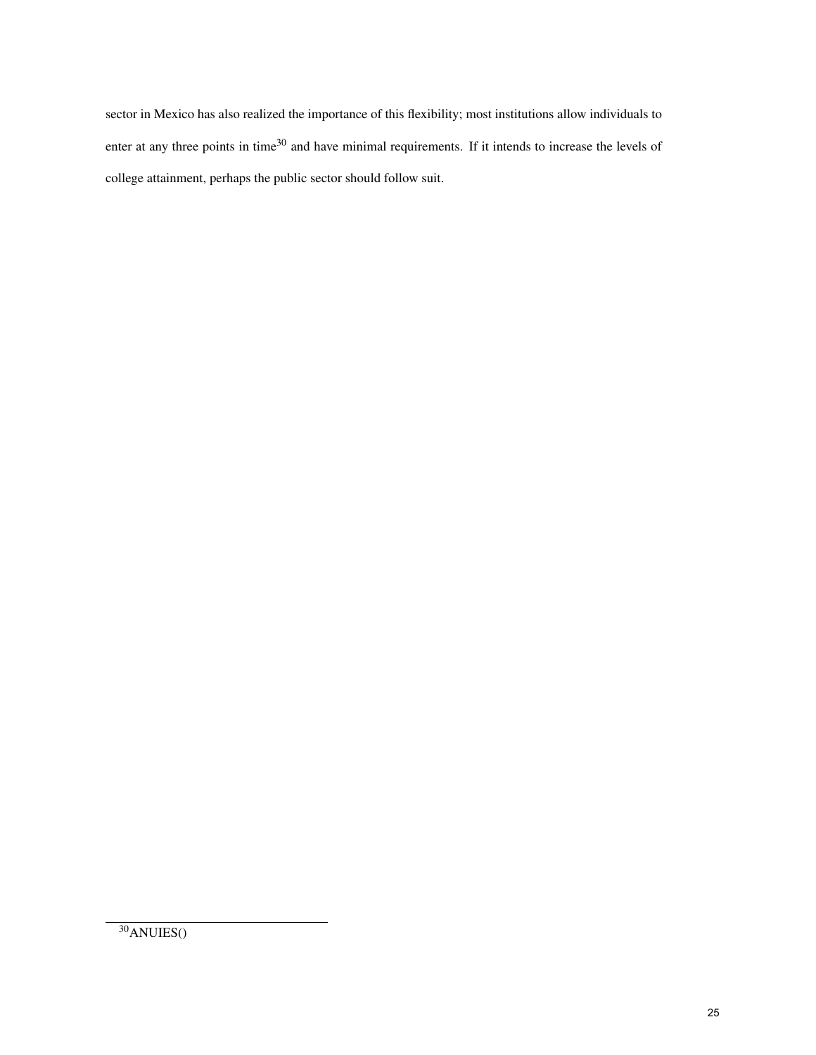sector in Mexico has also realized the importance of this flexibility; most institutions allow individuals to enter at any three points in time[30] and have minimal requirements. If it intends to increase the levels of college attainment, perhaps the public sector should follow suit.

[30] ANUIES()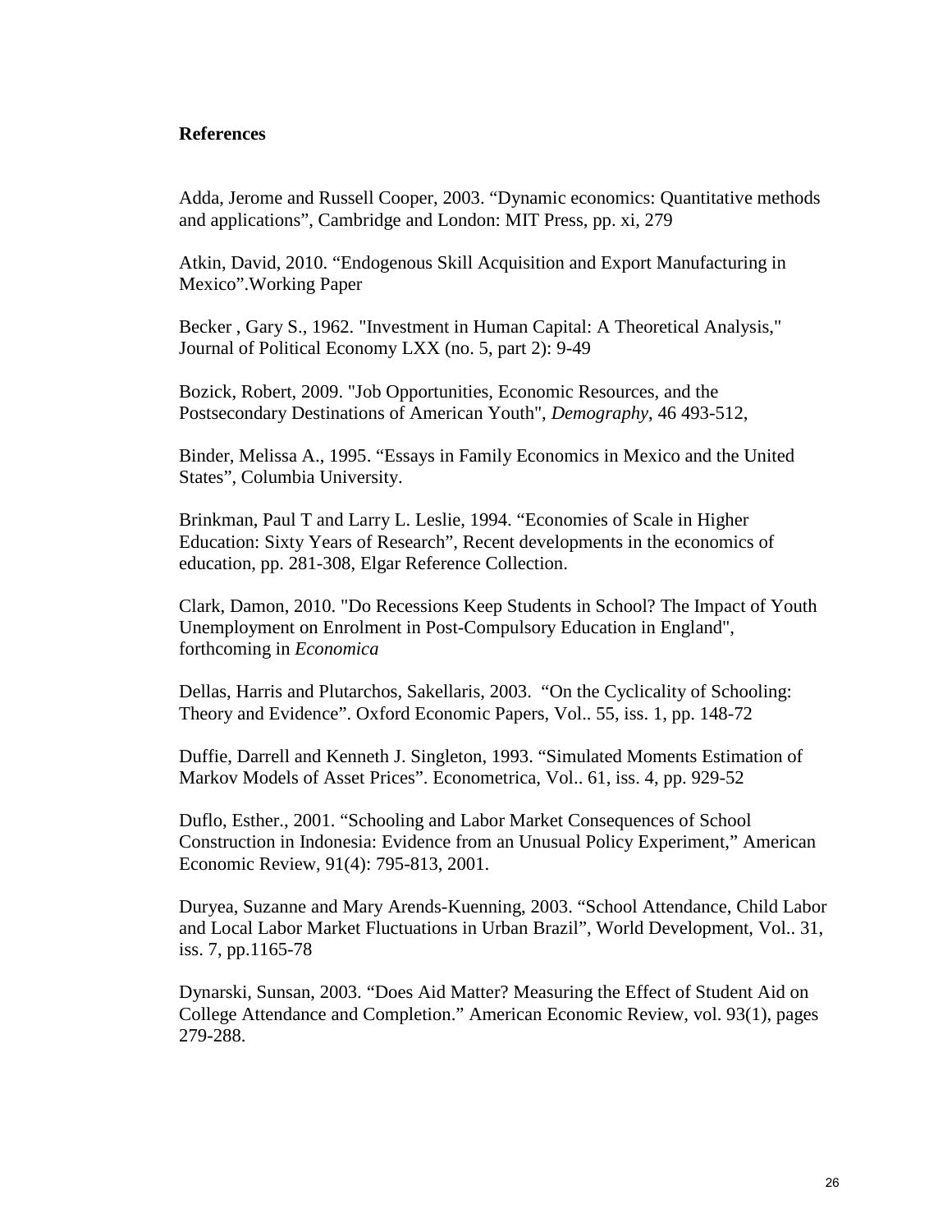## References

Adda, Jerome and Russell Cooper, 2003. "Dynamic economics: Quantitative methods and applications", Cambridge and London: MIT Press, pp. xi, 279

Atkin, David, 2010. "Endogenous Skill Acquisition and Export Manufacturing in Mexico".Working Paper

Becker , Gary S., 1962. "Investment in Human Capital: A Theoretical Analysis," Journal of Political Economy LXX (no. 5, part 2): 9-49

Bozick, Robert, 2009. "Job Opportunities, Economic Resources, and the Postsecondary Destinations of American Youth", *Demography*, 46 493-512,

Binder, Melissa A., 1995. "Essays in Family Economics in Mexico and the United States", Columbia University.

Brinkman, Paul T and Larry L. Leslie, 1994. "Economies of Scale in Higher Education: Sixty Years of Research", Recent developments in the economics of education, pp. 281-308, Elgar Reference Collection.

Clark, Damon, 2010. "Do Recessions Keep Students in School? The Impact of Youth Unemployment on Enrolment in Post-Compulsory Education in England", forthcoming in *Economica*

Dellas, Harris and Plutarchos, Sakellaris, 2003. "On the Cyclicality of Schooling: Theory and Evidence". Oxford Economic Papers, Vol.. 55, iss. 1, pp. 148-72

Duffie, Darrell and Kenneth J. Singleton, 1993. "Simulated Moments Estimation of Markov Models of Asset Prices". Econometrica, Vol.. 61, iss. 4, pp. 929-52

Duflo, Esther., 2001. "Schooling and Labor Market Consequences of School Construction in Indonesia: Evidence from an Unusual Policy Experiment," American Economic Review, 91(4): 795-813, 2001.

Duryea, Suzanne and Mary Arends-Kuenning, 2003. "School Attendance, Child Labor and Local Labor Market Fluctuations in Urban Brazil", World Development, Vol.. 31, iss. 7, pp.1165-78

Dynarski, Sunsan, 2003. "Does Aid Matter? Measuring the Effect of Student Aid on College Attendance and Completion." American Economic Review, vol. 93(1), pages 279-288.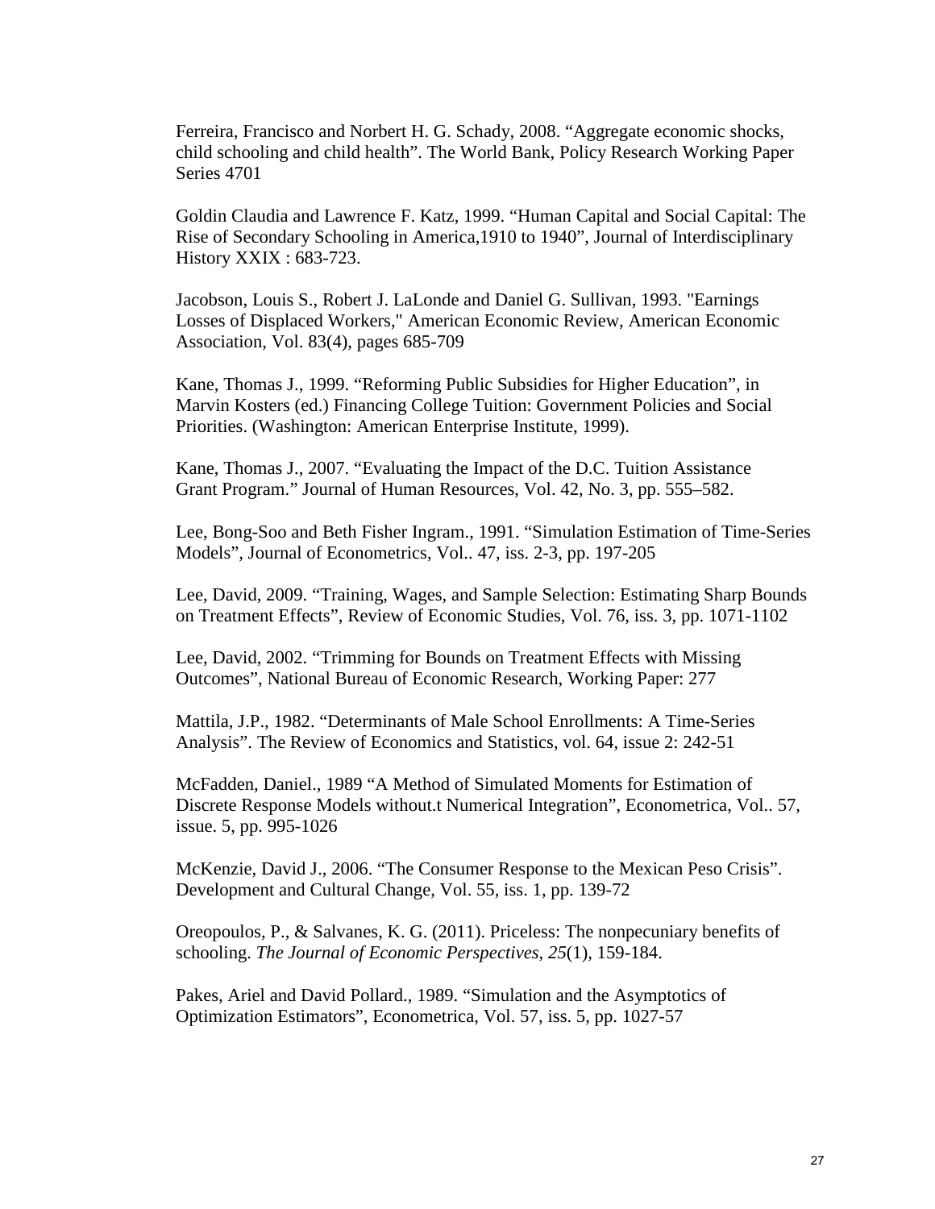Ferreira, Francisco and Norbert H. G. Schady, 2008. “Aggregate economic shocks, child schooling and child health”. The World Bank, Policy Research Working Paper Series 4701

Goldin Claudia and Lawrence F. Katz, 1999. “Human Capital and Social Capital: The Rise of Secondary Schooling in America,1910 to 1940”, Journal of Interdisciplinary History XXIX : 683-723.

Jacobson, Louis S., Robert J. LaLonde and Daniel G. Sullivan, 1993. "Earnings Losses of Displaced Workers," American Economic Review, American Economic Association, Vol. 83(4), pages 685-709

Kane, Thomas J., 1999. “Reforming Public Subsidies for Higher Education”, in Marvin Kosters (ed.) Financing College Tuition: Government Policies and Social Priorities. (Washington: American Enterprise Institute, 1999).

Kane, Thomas J., 2007. “Evaluating the Impact of the D.C. Tuition Assistance Grant Program.” Journal of Human Resources, Vol. 42, No. 3, pp. 555–582.

Lee, Bong-Soo and Beth Fisher Ingram., 1991. “Simulation Estimation of Time-Series Models”, Journal of Econometrics, Vol.. 47, iss. 2-3, pp. 197-205

Lee, David, 2009. “Training, Wages, and Sample Selection: Estimating Sharp Bounds on Treatment Effects”, Review of Economic Studies, Vol. 76, iss. 3, pp. 1071-1102

Lee, David, 2002. “Trimming for Bounds on Treatment Effects with Missing Outcomes”, National Bureau of Economic Research, Working Paper: 277

Mattila, J.P., 1982. “Determinants of Male School Enrollments: A Time-Series Analysis”. The Review of Economics and Statistics, vol. 64, issue 2: 242-51

McFadden, Daniel., 1989 “A Method of Simulated Moments for Estimation of Discrete Response Models without.t Numerical Integration”, Econometrica, Vol.. 57, issue. 5, pp. 995-1026

McKenzie, David J., 2006. “The Consumer Response to the Mexican Peso Crisis”. Development and Cultural Change, Vol. 55, iss. 1, pp. 139-72

Oreopoulos, P., & Salvanes, K. G. (2011). Priceless: The nonpecuniary benefits of schooling. *The Journal of Economic Perspectives*, *25*(1), 159-184.

Pakes, Ariel and David Pollard., 1989. “Simulation and the Asymptotics of Optimization Estimators”, Econometrica, Vol. 57, iss. 5, pp. 1027-57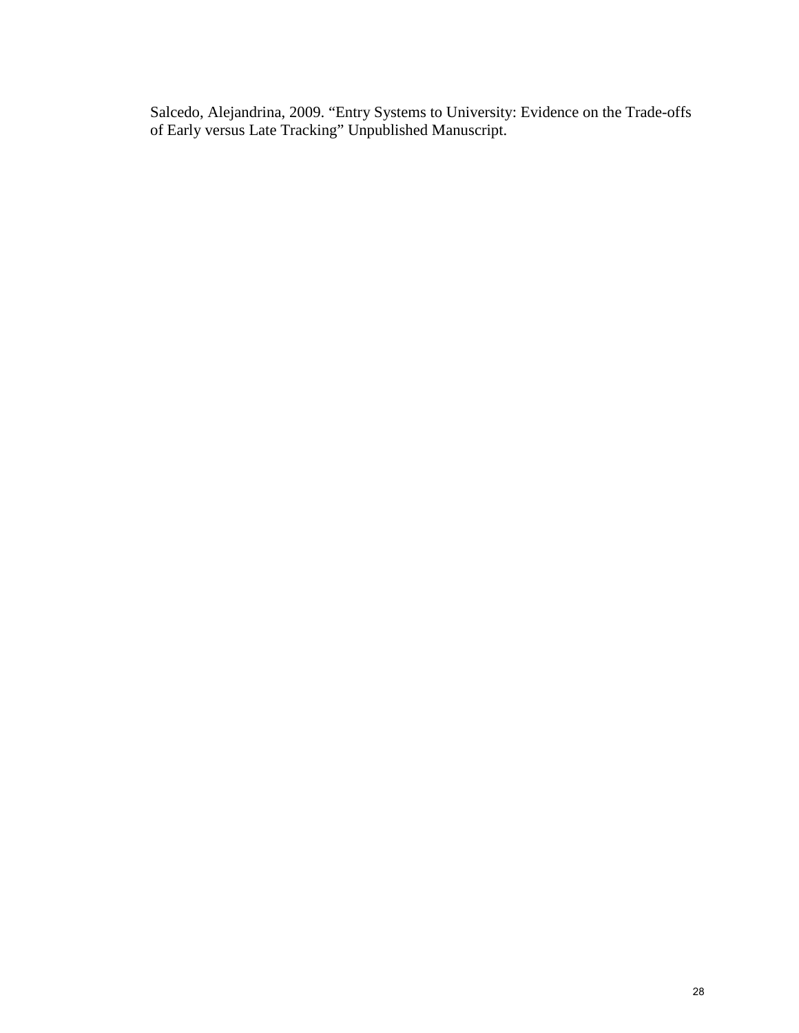Salcedo, Alejandrina, 2009. "Entry Systems to University: Evidence on the Trade-offs of Early versus Late Tracking" Unpublished Manuscript.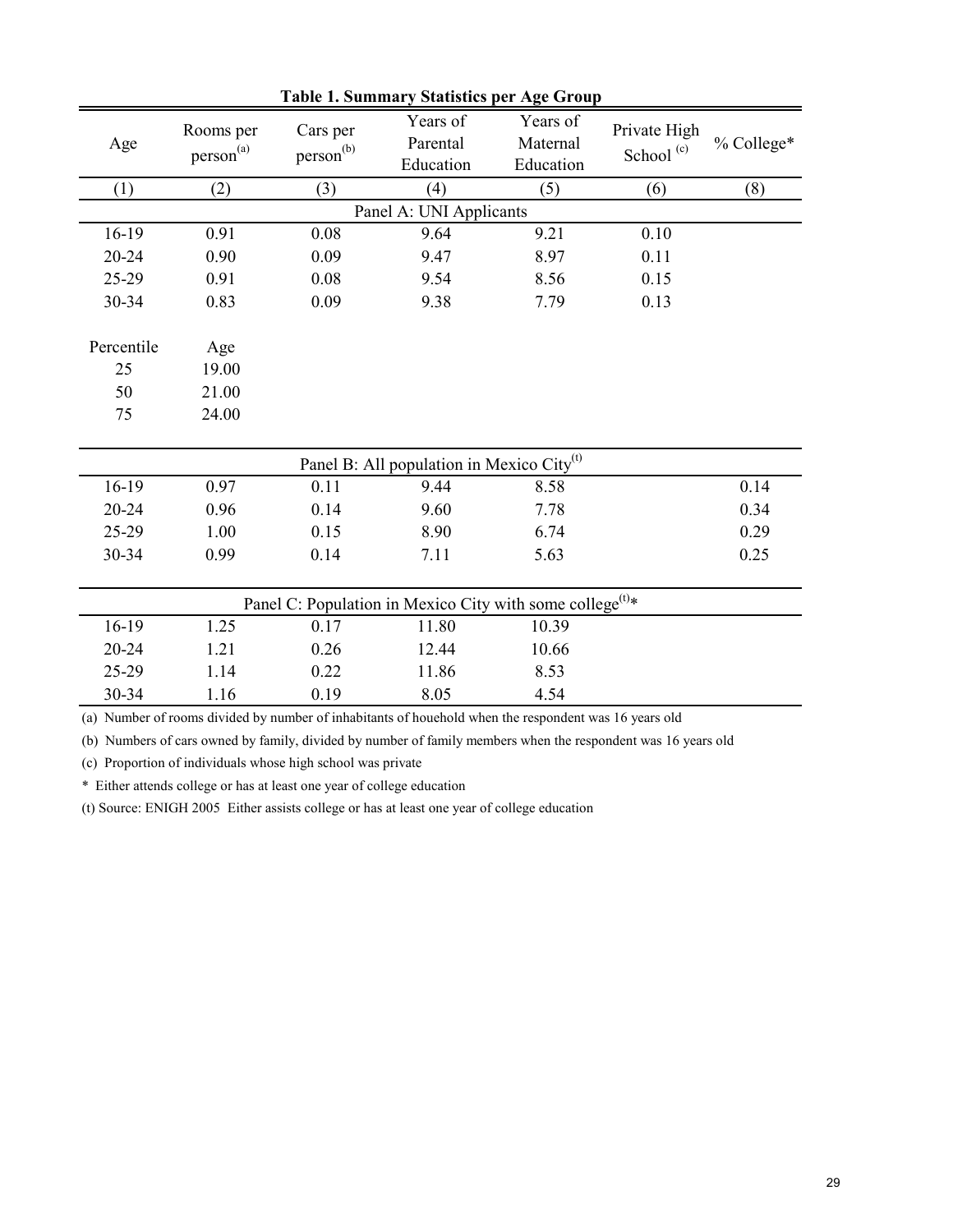**Table 1. Summary Statistics per Age Group**

| Age | Rooms per person[(a)] | Cars per person[(b)] | Years of Parental Education | Years of Maternal Education | Private High School [(c)] | % College* |
|---|---|---|---|---|---|---|
| (1) | (2) | (3) | (4) | (5) | (6) | (8) |
| | | | Panel A: UNI Applicants | | | |
| 16-19 | 0.91 | 0.08 | 9.64 | 9.21 | 0.10 | |
| 20-24 | 0.90 | 0.09 | 9.47 | 8.97 | 0.11 | |
| 25-29 | 0.91 | 0.08 | 9.54 | 8.56 | 0.15 | |
| 30-34 | 0.83 | 0.09 | 9.38 | 7.79 | 0.13 | |
| Percentile | Age | | | | | |
| 25 | 19.00 | | | | | |
| 50 | 21.00 | | | | | |
| 75 | 24.00 | | | | | |
| | | | Panel B: All population in Mexico City[(t)] | | | |
| 16-19 | 0.97 | 0.11 | 9.44 | 8.58 | | 0.14 |
| 20-24 | 0.96 | 0.14 | 9.60 | 7.78 | | 0.34 |
| 25-29 | 1.00 | 0.15 | 8.90 | 6.74 | | 0.29 |
| 30-34 | 0.99 | 0.14 | 7.11 | 5.63 | | 0.25 |
| | | | Panel C: Population in Mexico City with some college[(t)]* | | | |
| 16-19 | 1.25 | 0.17 | 11.80 | 10.39 | | |
| 20-24 | 1.21 | 0.26 | 12.44 | 10.66 | | |
| 25-29 | 1.14 | 0.22 | 11.86 | 8.53 | | |
| 30-34 | 1.16 | 0.19 | 8.05 | 4.54 | | |

(a) Number of rooms divided by number of inhabitants of houehold when the respondent was 16 years old

(b) Numbers of cars owned by family, divided by number of family members when the respondent was 16 years old

(c) Proportion of individuals whose high school was private

\* Either attends college or has at least one year of college education

(t) Source: ENIGH 2005 Either assists college or has at least one year of college education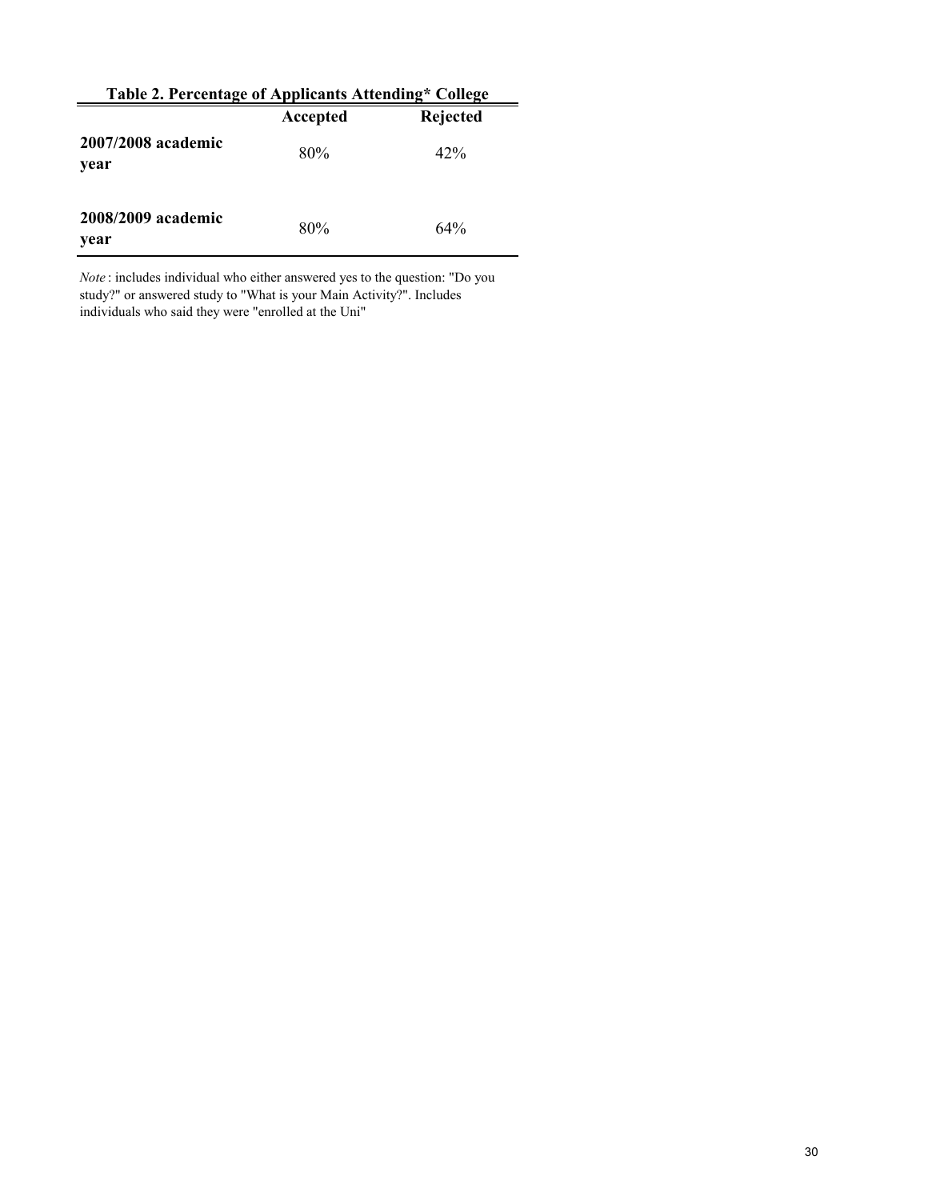**Table 2. Percentage of Applicants Attending* College**

| | Accepted | Rejected |
|---|---|---|
| **2007/2008 academic year** | 80% | 42% |
| **2008/2009 academic year** | 80% | 64% |

*Note* : includes individual who either answered yes to the question: "Do you study?" or answered study to "What is your Main Activity?". Includes individuals who said they were "enrolled at the Uni"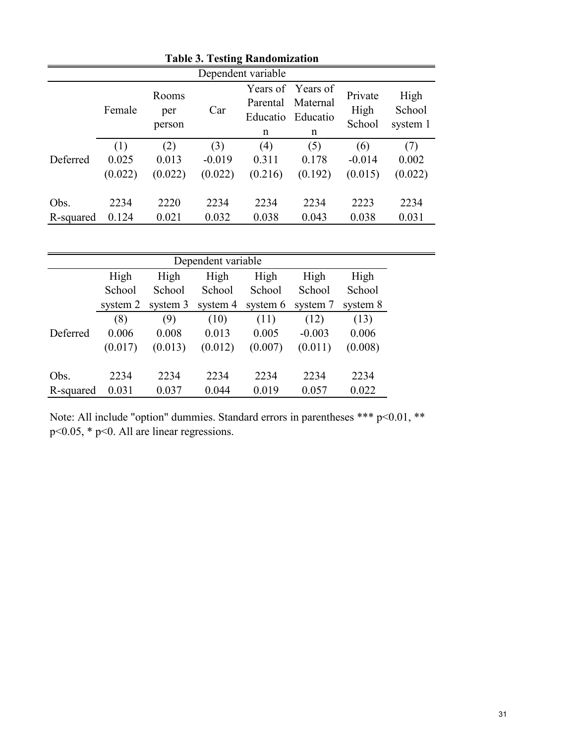**Table 3. Testing Randomization**

| | Dependent variable | | | | | | |
|---|---|---|---|---|---|---|---|
| | Female | Rooms per person | Car | Years of Parental Education | Years of Maternal Education | Private High School | High School system 1 |
| | (1) | (2) | (3) | (4) | (5) | (6) | (7) |
| Deferred | 0.025 | 0.013 | -0.019 | 0.311 | 0.178 | -0.014 | 0.002 |
| | (0.022) | (0.022) | (0.022) | (0.216) | (0.192) | (0.015) | (0.022) |
| Obs. | 2234 | 2220 | 2234 | 2234 | 2234 | 2223 | 2234 |
| R-squared | 0.124 | 0.021 | 0.032 | 0.038 | 0.043 | 0.038 | 0.031 |

| | Dependent variable | | | | | |
|---|---|---|---|---|---|---|
| | High School system 2 | High School system 3 | High School system 4 | High School system 6 | High School system 7 | High School system 8 |
| | (8) | (9) | (10) | (11) | (12) | (13) |
| Deferred | 0.006 | 0.008 | 0.013 | 0.005 | -0.003 | 0.006 |
| | (0.017) | (0.013) | (0.012) | (0.007) | (0.011) | (0.008) |
| Obs. | 2234 | 2234 | 2234 | 2234 | 2234 | 2234 |
| R-squared | 0.031 | 0.037 | 0.044 | 0.019 | 0.057 | 0.022 |

Note: All include "option" dummies. Standard errors in parentheses *** p<0.01, ** p<0.05, * p<0. All are linear regressions.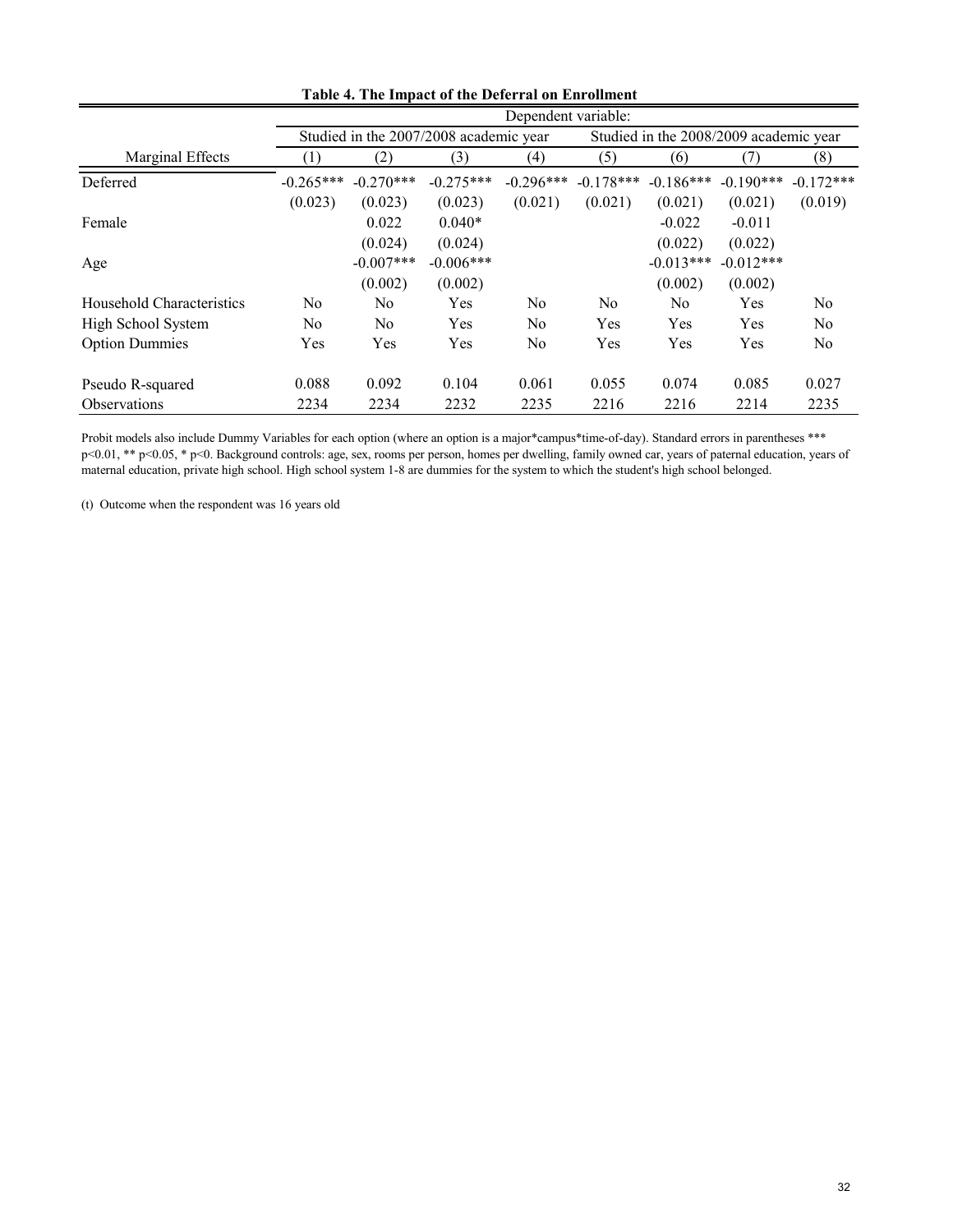**Table 4. The Impact of the Deferral on Enrollment**

| | Dependent variable: | | | | | | | |
|---|---|---|---|---|---|---|---|---|
| | Studied in the 2007/2008 academic year | | | | Studied in the 2008/2009 academic year | | | |
| Marginal Effects | (1) | (2) | (3) | (4) | (5) | (6) | (7) | (8) |
| Deferred | -0.265*** | -0.270*** | -0.275*** | -0.296*** | -0.178*** | -0.186*** | -0.190*** | -0.172*** |
| | (0.023) | (0.023) | (0.023) | (0.021) | (0.021) | (0.021) | (0.021) | (0.019) |
| Female | | 0.022 | 0.040* | | | -0.022 | -0.011 | |
| | | (0.024) | (0.024) | | | (0.022) | (0.022) | |
| Age | | -0.007*** | -0.006*** | | | -0.013*** | -0.012*** | |
| | | (0.002) | (0.002) | | | (0.002) | (0.002) | |
| Household Characteristics | No | No | Yes | No | No | No | Yes | No |
| High School System | No | No | Yes | No | Yes | Yes | Yes | No |
| Option Dummies | Yes | Yes | Yes | No | Yes | Yes | Yes | No |
| Pseudo R-squared | 0.088 | 0.092 | 0.104 | 0.061 | 0.055 | 0.074 | 0.085 | 0.027 |
| Observations | 2234 | 2234 | 2232 | 2235 | 2216 | 2216 | 2214 | 2235 |

Probit models also include Dummy Variables for each option (where an option is a major*campus*time-of-day). Standard errors in parentheses *** p<0.01, ** p<0.05, * p<0. Background controls: age, sex, rooms per person, homes per dwelling, family owned car, years of paternal education, years of maternal education, private high school. High school system 1-8 are dummies for the system to which the student's high school belonged.

(t) Outcome when the respondent was 16 years old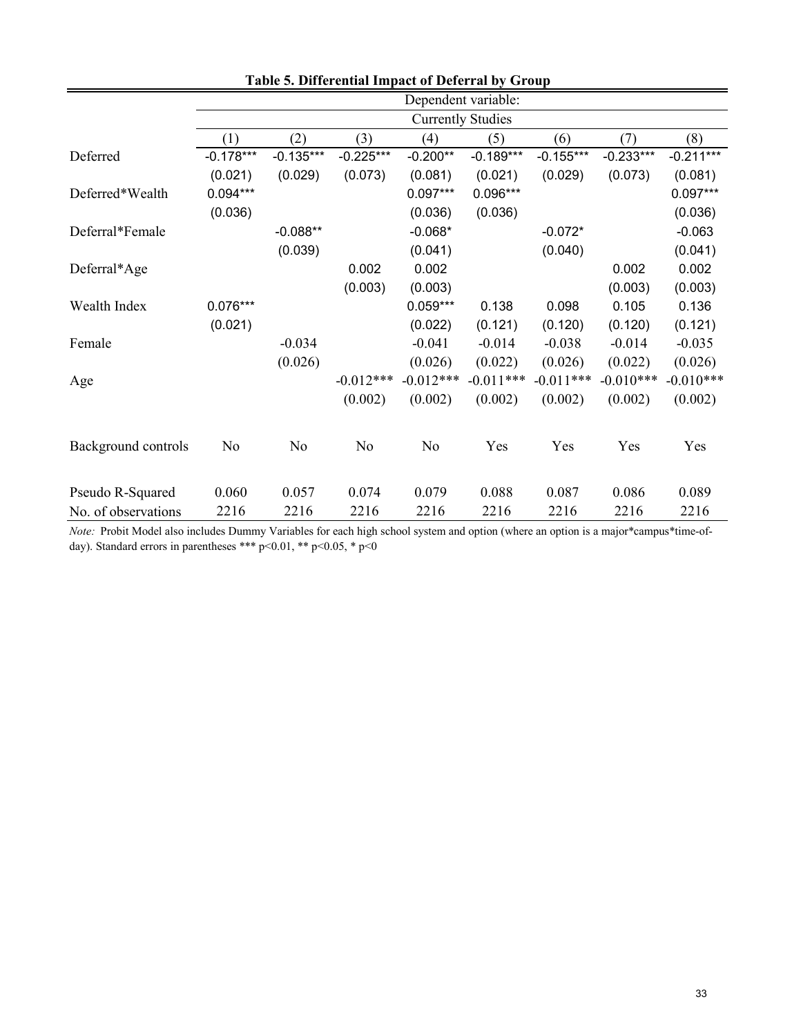**Table 5. Differential Impact of Deferral by Group**

| | Dependent variable: | | | | | | | |
|---|---|---|---|---|---|---|---|---|
| | Currently Studies | | | | | | | |
| | (1) | (2) | (3) | (4) | (5) | (6) | (7) | (8) |
| Deferred | -0.178*** | -0.135*** | -0.225*** | -0.200** | -0.189*** | -0.155*** | -0.233*** | -0.211*** |
| | (0.021) | (0.029) | (0.073) | (0.081) | (0.021) | (0.029) | (0.073) | (0.081) |
| Deferred*Wealth | 0.094*** | | | 0.097*** | 0.096*** | | | 0.097*** |
| | (0.036) | | | (0.036) | (0.036) | | | (0.036) |
| Deferral*Female | | -0.088** | | -0.068* | | -0.072* | | -0.063 |
| | | (0.039) | | (0.041) | | (0.040) | | (0.041) |
| Deferral*Age | | | 0.002 | 0.002 | | | 0.002 | 0.002 |
| | | | (0.003) | (0.003) | | | (0.003) | (0.003) |
| Wealth Index | 0.076*** | | | 0.059*** | 0.138 | 0.098 | 0.105 | 0.136 |
| | (0.021) | | | (0.022) | (0.121) | (0.120) | (0.120) | (0.121) |
| Female | | -0.034 | | -0.041 | -0.014 | -0.038 | -0.014 | -0.035 |
| | | (0.026) | | (0.026) | (0.022) | (0.026) | (0.022) | (0.026) |
| Age | | | -0.012*** | -0.012*** | -0.011*** | -0.011*** | -0.010*** | -0.010*** |
| | | | (0.002) | (0.002) | (0.002) | (0.002) | (0.002) | (0.002) |
| Background controls | No | No | No | No | Yes | Yes | Yes | Yes |
| Pseudo R-Squared | 0.060 | 0.057 | 0.074 | 0.079 | 0.088 | 0.087 | 0.086 | 0.089 |
| No. of observations | 2216 | 2216 | 2216 | 2216 | 2216 | 2216 | 2216 | 2216 |

*Note:* Probit Model also includes Dummy Variables for each high school system and option (where an option is a major*campus*time-of-day). Standard errors in parentheses *** p<0.01, ** p<0.05, * p<0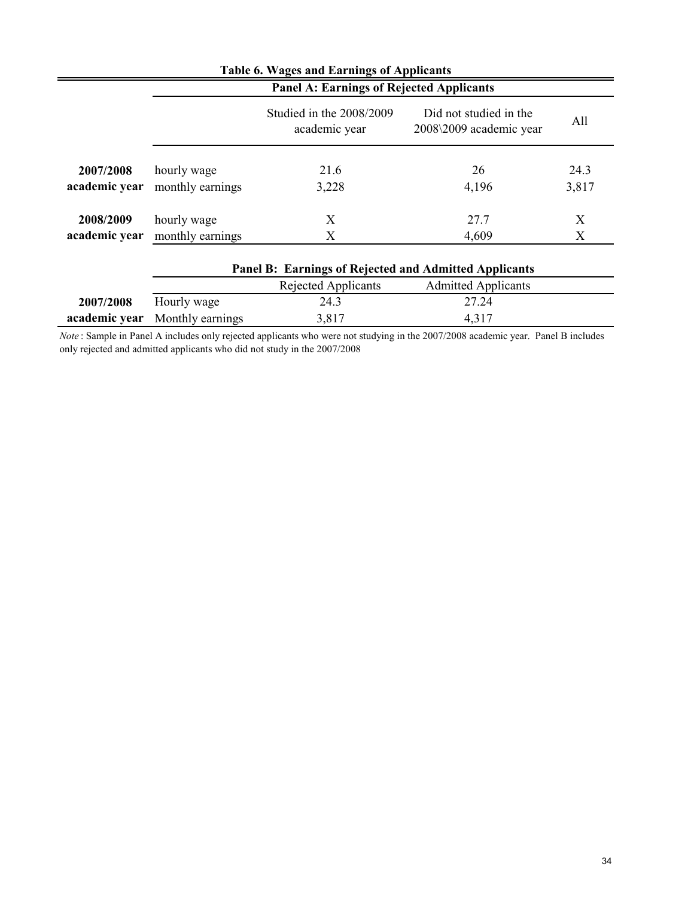**Table 6. Wages and Earnings of Applicants**

**Panel A: Earnings of Rejected Applicants**

| | | Studied in the 2008/2009 academic year | Did not studied in the 2008\2009 academic year | All |
|---|---|---|---|---|
| **2007/2008 academic year** | hourly wage | 21.6 | 26 | 24.3 |
| | monthly earnings | 3,228 | 4,196 | 3,817 |
| **2008/2009 academic year** | hourly wage | X | 27.7 | X |
| | monthly earnings | X | 4,609 | X |

**Panel B: Earnings of Rejected and Admitted Applicants**

| | | Rejected Applicants | Admitted Applicants |
|---|---|---|---|
| **2007/2008 academic year** | Hourly wage | 24.3 | 27.24 |
| | Monthly earnings | 3,817 | 4,317 |

*Note* : Sample in Panel A includes only rejected applicants who were not studying in the 2007/2008 academic year. Panel B includes only rejected and admitted applicants who did not study in the 2007/2008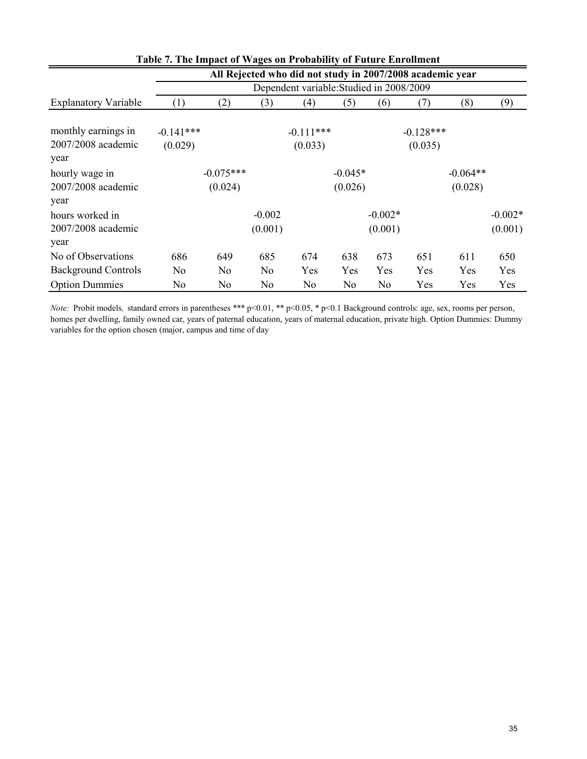**Table 7. The Impact of Wages on Probability of Future Enrollment**

| | All Rejected who did not study in 2007/2008 academic year | | | | | | | | |
|---|---|---|---|---|---|---|---|---|---|
| | Dependent variable:Studied in 2008/2009 | | | | | | | | |
| Explanatory Variable | (1) | (2) | (3) | (4) | (5) | (6) | (7) | (8) | (9) |
| monthly earnings in 2007/2008 academic year | -0.141*** | | | -0.111*** | | | -0.128*** | | |
| | (0.029) | | | (0.033) | | | (0.035) | | |
| hourly wage in 2007/2008 academic year | | -0.075*** | | | -0.045* | | | -0.064** | |
| | | (0.024) | | | (0.026) | | | (0.028) | |
| hours worked in 2007/2008 academic year | | | -0.002 | | | -0.002* | | | -0.002* |
| | | | (0.001) | | | (0.001) | | | (0.001) |
| No of Observations | 686 | 649 | 685 | 674 | 638 | 673 | 651 | 611 | 650 |
| Background Controls | No | No | No | Yes | Yes | Yes | Yes | Yes | Yes |
| Option Dummies | No | No | No | No | No | No | Yes | Yes | Yes |

*Note:* Probit models*,* standard errors in parentheses *** p<0.01, ** p<0.05, * p<0.1 Background controls: age, sex, rooms per person, homes per dwelling, family owned car, years of paternal education, years of maternal education, private high. Option Dummies: Dummy variables for the option chosen (major, campus and time of day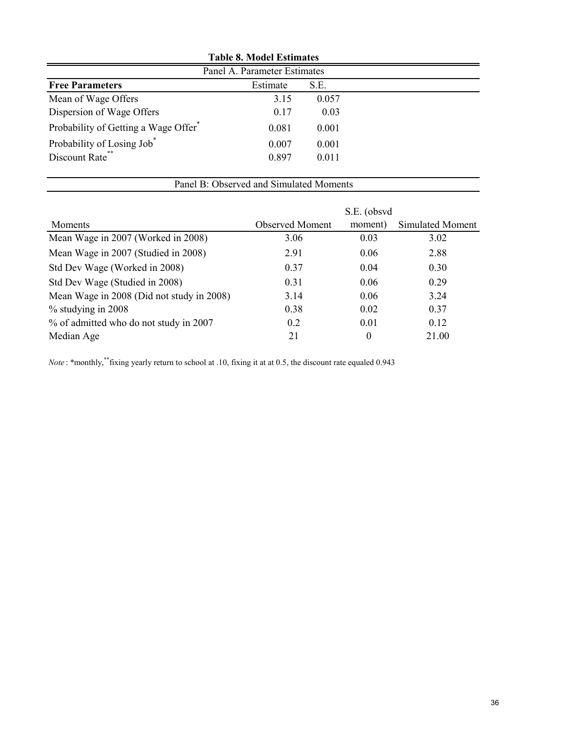**Table 8. Model Estimates**

Panel A. Parameter Estimates

| **Free Parameters** | Estimate | S.E. |
|---|---|---|
| Mean of Wage Offers | 3.15 | 0.057 |
| Dispersion of Wage Offers | 0.17 | 0.03 |
| Probability of Getting a Wage Offer* | 0.081 | 0.001 |
| Probability of Losing Job* | 0.007 | 0.001 |
| Discount Rate** | 0.897 | 0.011 |

Panel B: Observed and Simulated Moments

| Moments | Observed Moment | S.E. (obsvd moment) | Simulated Moment |
|---|---|---|---|
| Mean Wage in 2007 (Worked in 2008) | 3.06 | 0.03 | 3.02 |
| Mean Wage in 2007 (Studied in 2008) | 2.91 | 0.06 | 2.88 |
| Std Dev Wage (Worked in 2008) | 0.37 | 0.04 | 0.30 |
| Std Dev Wage (Studied in 2008) | 0.31 | 0.06 | 0.29 |
| Mean Wage in 2008 (Did not study in 2008) | 3.14 | 0.06 | 3.24 |
| % studying in 2008 | 0.38 | 0.02 | 0.37 |
| % of admitted who do not study in 2007 | 0.2 | 0.01 | 0.12 |
| Median Age | 21 | 0 | 21.00 |

*Note*: *monthly, **fixing yearly return to school at .10, fixing it at at 0.5, the discount rate equaled 0.943